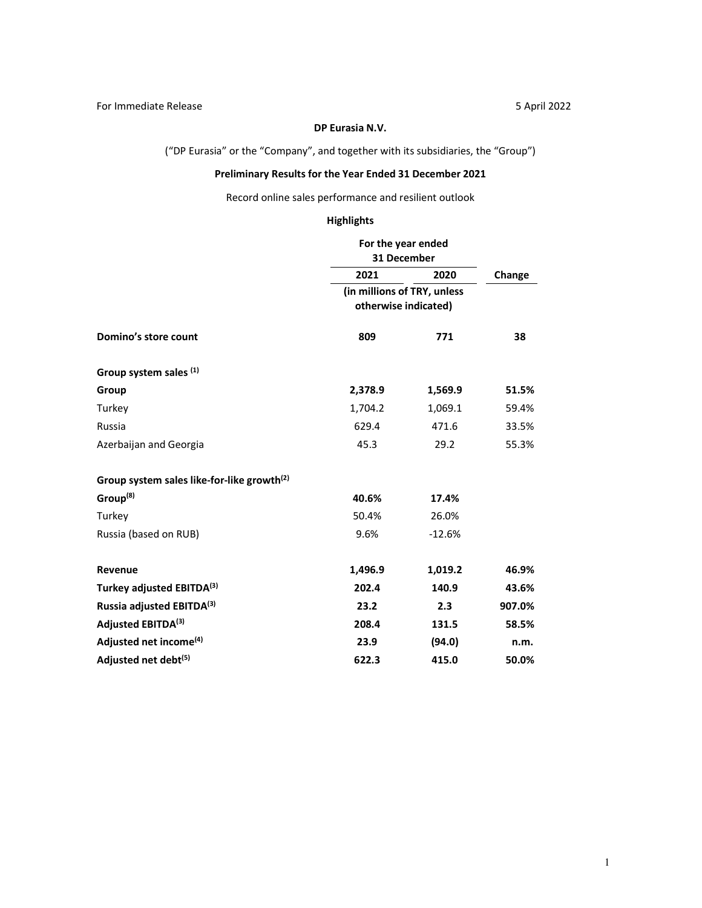For Immediate Release 5 April 2022

**DP Eurasia N.V.**

("DP Eurasia" or the "Company", and together with its subsidiaries, the "Group")

**Preliminary Results for the Year Ended 31 December 2021**

Record online sales performance and resilient outlook

**Highlights**

| | For the year ended 31 December | | |
|---|---|---|---|
| | **2021** | **2020** | **Change** |
| | (in millions of TRY, unless otherwise indicated) | | |
| **Domino's store count** | **809** | **771** | **38** |
| **Group system sales [1]** | | | |
| **Group** | **2,378.9** | **1,569.9** | **51.5%** |
| Turkey | 1,704.2 | 1,069.1 | 59.4% |
| Russia | 629.4 | 471.6 | 33.5% |
| Azerbaijan and Georgia | 45.3 | 29.2 | 55.3% |
| **Group system sales like-for-like growth[2]** | | | |
| **Group[8]** | **40.6%** | **17.4%** | |
| Turkey | 50.4% | 26.0% | |
| Russia (based on RUB) | 9.6% | -12.6% | |
| **Revenue** | **1,496.9** | **1,019.2** | **46.9%** |
| **Turkey adjusted EBITDA[3]** | **202.4** | **140.9** | **43.6%** |
| **Russia adjusted EBITDA[3]** | **23.2** | **2.3** | **907.0%** |
| **Adjusted EBITDA[3]** | **208.4** | **131.5** | **58.5%** |
| **Adjusted net income[4]** | **23.9** | **(94.0)** | **n.m.** |
| **Adjusted net debt[5]** | **622.3** | **415.0** | **50.0%** |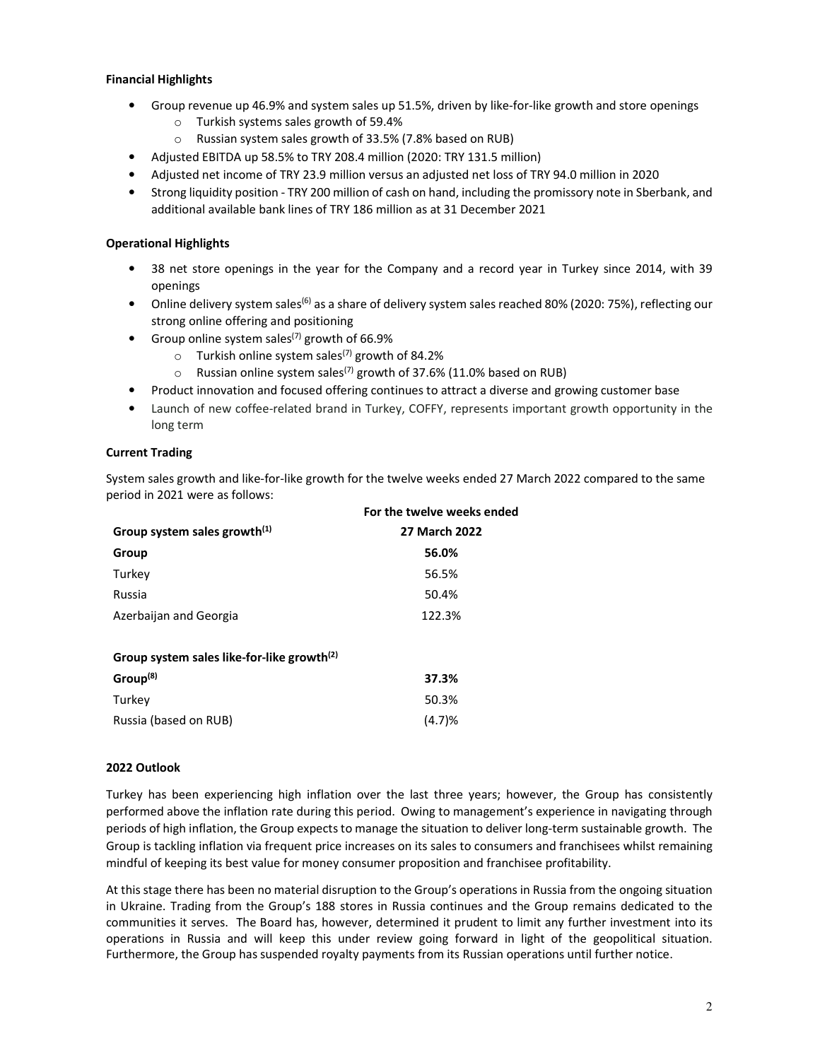**Financial Highlights**

- Group revenue up 46.9% and system sales up 51.5%, driven by like-for-like growth and store openings
  - Turkish systems sales growth of 59.4%
  - Russian system sales growth of 33.5% (7.8% based on RUB)
- Adjusted EBITDA up 58.5% to TRY 208.4 million (2020: TRY 131.5 million)
- Adjusted net income of TRY 23.9 million versus an adjusted net loss of TRY 94.0 million in 2020
- Strong liquidity position - TRY 200 million of cash on hand, including the promissory note in Sberbank, and additional available bank lines of TRY 186 million as at 31 December 2021

**Operational Highlights**

- 38 net store openings in the year for the Company and a record year in Turkey since 2014, with 39 openings
- Online delivery system sales[6] as a share of delivery system sales reached 80% (2020: 75%), reflecting our strong online offering and positioning
- Group online system sales[7] growth of 66.9%
  - Turkish online system sales[7] growth of 84.2%
  - Russian online system sales[7] growth of 37.6% (11.0% based on RUB)
- Product innovation and focused offering continues to attract a diverse and growing customer base
- Launch of new coffee-related brand in Turkey, COFFY, represents important growth opportunity in the long term

**Current Trading**

System sales growth and like-for-like growth for the twelve weeks ended 27 March 2022 compared to the same period in 2021 were as follows:

| | For the twelve weeks ended 27 March 2022 |
|---|---|
| **Group system sales growth[1]** | |
| **Group** | **56.0%** |
| Turkey | 56.5% |
| Russia | 50.4% |
| Azerbaijan and Georgia | 122.3% |
| | |
| **Group system sales like-for-like growth[2]** | |
| **Group[8]** | **37.3%** |
| Turkey | 50.3% |
| Russia (based on RUB) | (4.7)% |

**2022 Outlook**

Turkey has been experiencing high inflation over the last three years; however, the Group has consistently performed above the inflation rate during this period. Owing to management's experience in navigating through periods of high inflation, the Group expects to manage the situation to deliver long-term sustainable growth. The Group is tackling inflation via frequent price increases on its sales to consumers and franchisees whilst remaining mindful of keeping its best value for money consumer proposition and franchisee profitability.

At this stage there has been no material disruption to the Group's operations in Russia from the ongoing situation in Ukraine. Trading from the Group's 188 stores in Russia continues and the Group remains dedicated to the communities it serves. The Board has, however, determined it prudent to limit any further investment into its operations in Russia and will keep this under review going forward in light of the geopolitical situation. Furthermore, the Group has suspended royalty payments from its Russian operations until further notice.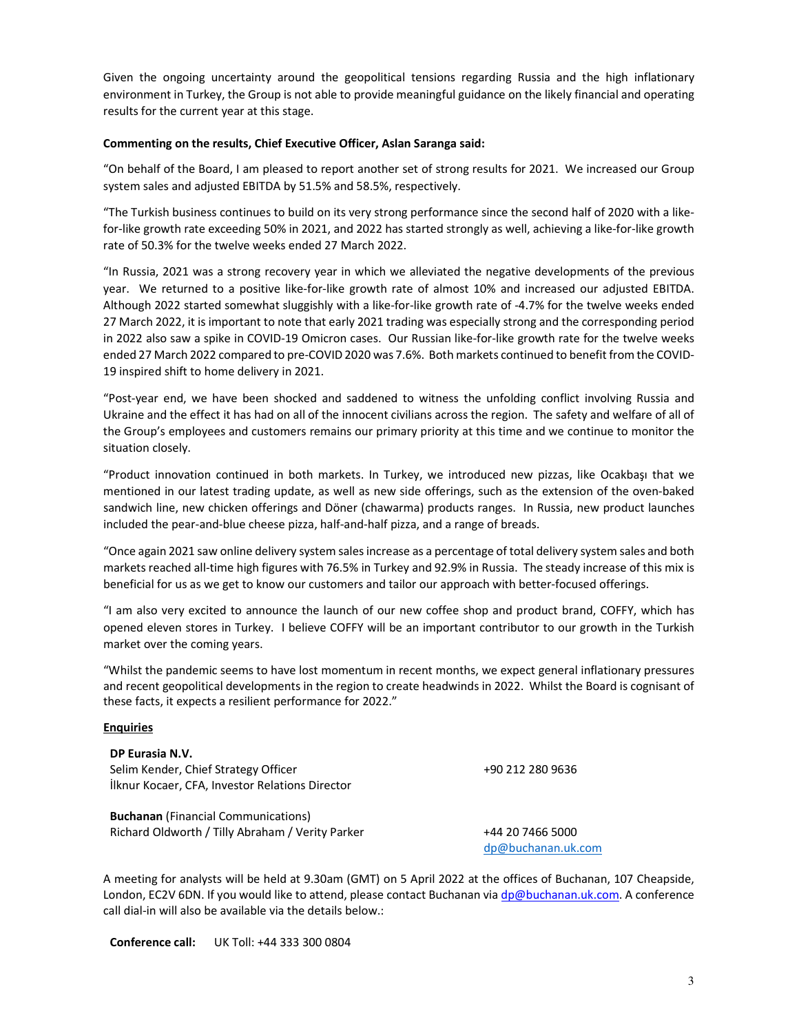Given the ongoing uncertainty around the geopolitical tensions regarding Russia and the high inflationary environment in Turkey, the Group is not able to provide meaningful guidance on the likely financial and operating results for the current year at this stage.

**Commenting on the results, Chief Executive Officer, Aslan Saranga said:**

"On behalf of the Board, I am pleased to report another set of strong results for 2021. We increased our Group system sales and adjusted EBITDA by 51.5% and 58.5%, respectively.

"The Turkish business continues to build on its very strong performance since the second half of 2020 with a like-for-like growth rate exceeding 50% in 2021, and 2022 has started strongly as well, achieving a like-for-like growth rate of 50.3% for the twelve weeks ended 27 March 2022.

"In Russia, 2021 was a strong recovery year in which we alleviated the negative developments of the previous year. We returned to a positive like-for-like growth rate of almost 10% and increased our adjusted EBITDA. Although 2022 started somewhat sluggishly with a like-for-like growth rate of -4.7% for the twelve weeks ended 27 March 2022, it is important to note that early 2021 trading was especially strong and the corresponding period in 2022 also saw a spike in COVID-19 Omicron cases. Our Russian like-for-like growth rate for the twelve weeks ended 27 March 2022 compared to pre-COVID 2020 was 7.6%. Both markets continued to benefit from the COVID-19 inspired shift to home delivery in 2021.

"Post-year end, we have been shocked and saddened to witness the unfolding conflict involving Russia and Ukraine and the effect it has had on all of the innocent civilians across the region. The safety and welfare of all of the Group's employees and customers remains our primary priority at this time and we continue to monitor the situation closely.

"Product innovation continued in both markets. In Turkey, we introduced new pizzas, like Ocakbaşı that we mentioned in our latest trading update, as well as new side offerings, such as the extension of the oven-baked sandwich line, new chicken offerings and Döner (chawarma) products ranges. In Russia, new product launches included the pear-and-blue cheese pizza, half-and-half pizza, and a range of breads.

"Once again 2021 saw online delivery system sales increase as a percentage of total delivery system sales and both markets reached all-time high figures with 76.5% in Turkey and 92.9% in Russia. The steady increase of this mix is beneficial for us as we get to know our customers and tailor our approach with better-focused offerings.

"I am also very excited to announce the launch of our new coffee shop and product brand, COFFY, which has opened eleven stores in Turkey. I believe COFFY will be an important contributor to our growth in the Turkish market over the coming years.

"Whilst the pandemic seems to have lost momentum in recent months, we expect general inflationary pressures and recent geopolitical developments in the region to create headwinds in 2022. Whilst the Board is cognisant of these facts, it expects a resilient performance for 2022."

**Enquiries**

| | |
|---|---|
| **DP Eurasia N.V.** | |
| Selim Kender, Chief Strategy Officer | +90 212 280 9636 |
| İlknur Kocaer, CFA, Investor Relations Director | |
| | |
| **Buchanan** (Financial Communications) | |
| Richard Oldworth / Tilly Abraham / Verity Parker | +44 20 7466 5000 |
| | dp@buchanan.uk.com |

A meeting for analysts will be held at 9.30am (GMT) on 5 April 2022 at the offices of Buchanan, 107 Cheapside, London, EC2V 6DN. If you would like to attend, please contact Buchanan via dp@buchanan.uk.com. A conference call dial-in will also be available via the details below.:

**Conference call:** UK Toll: +44 333 300 0804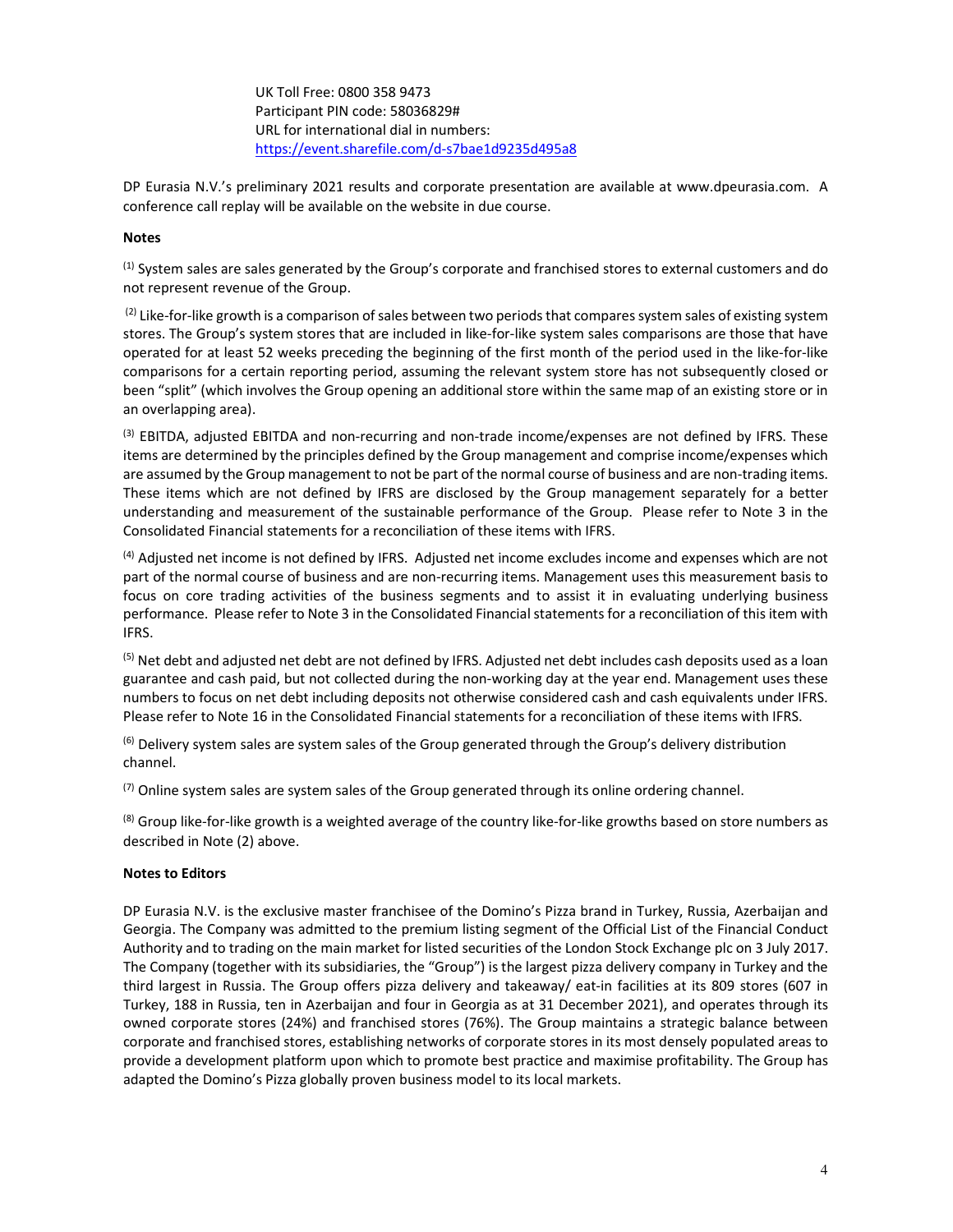UK Toll Free: 0800 358 9473
Participant PIN code: 58036829#
URL for international dial in numbers:
https://event.sharefile.com/d-s7bae1d9235d495a8

DP Eurasia N.V.'s preliminary 2021 results and corporate presentation are available at www.dpeurasia.com. A conference call replay will be available on the website in due course.

**Notes**

(1) System sales are sales generated by the Group's corporate and franchised stores to external customers and do not represent revenue of the Group.

(2) Like-for-like growth is a comparison of sales between two periods that compares system sales of existing system stores. The Group's system stores that are included in like-for-like system sales comparisons are those that have operated for at least 52 weeks preceding the beginning of the first month of the period used in the like-for-like comparisons for a certain reporting period, assuming the relevant system store has not subsequently closed or been "split" (which involves the Group opening an additional store within the same map of an existing store or in an overlapping area).

(3) EBITDA, adjusted EBITDA and non-recurring and non-trade income/expenses are not defined by IFRS. These items are determined by the principles defined by the Group management and comprise income/expenses which are assumed by the Group management to not be part of the normal course of business and are non-trading items. These items which are not defined by IFRS are disclosed by the Group management separately for a better understanding and measurement of the sustainable performance of the Group. Please refer to Note 3 in the Consolidated Financial statements for a reconciliation of these items with IFRS.

(4) Adjusted net income is not defined by IFRS. Adjusted net income excludes income and expenses which are not part of the normal course of business and are non-recurring items. Management uses this measurement basis to focus on core trading activities of the business segments and to assist it in evaluating underlying business performance. Please refer to Note 3 in the Consolidated Financial statements for a reconciliation of this item with IFRS.

(5) Net debt and adjusted net debt are not defined by IFRS. Adjusted net debt includes cash deposits used as a loan guarantee and cash paid, but not collected during the non-working day at the year end. Management uses these numbers to focus on net debt including deposits not otherwise considered cash and cash equivalents under IFRS. Please refer to Note 16 in the Consolidated Financial statements for a reconciliation of these items with IFRS.

(6) Delivery system sales are system sales of the Group generated through the Group's delivery distribution channel.

(7) Online system sales are system sales of the Group generated through its online ordering channel.

(8) Group like-for-like growth is a weighted average of the country like-for-like growths based on store numbers as described in Note (2) above.

**Notes to Editors**

DP Eurasia N.V. is the exclusive master franchisee of the Domino's Pizza brand in Turkey, Russia, Azerbaijan and Georgia. The Company was admitted to the premium listing segment of the Official List of the Financial Conduct Authority and to trading on the main market for listed securities of the London Stock Exchange plc on 3 July 2017. The Company (together with its subsidiaries, the "Group") is the largest pizza delivery company in Turkey and the third largest in Russia. The Group offers pizza delivery and takeaway/ eat-in facilities at its 809 stores (607 in Turkey, 188 in Russia, ten in Azerbaijan and four in Georgia as at 31 December 2021), and operates through its owned corporate stores (24%) and franchised stores (76%). The Group maintains a strategic balance between corporate and franchised stores, establishing networks of corporate stores in its most densely populated areas to provide a development platform upon which to promote best practice and maximise profitability. The Group has adapted the Domino's Pizza globally proven business model to its local markets.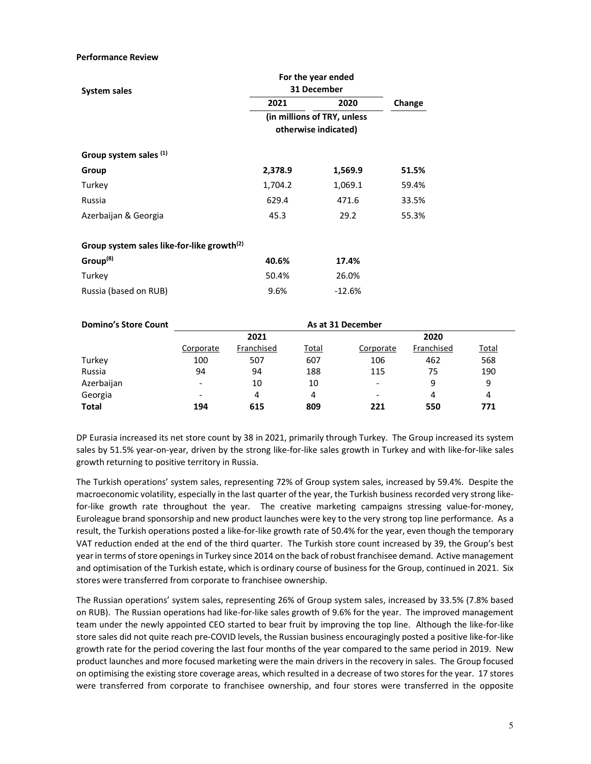**Performance Review**

| System sales | For the year ended 31 December | | Change |
|---|---|---|---|
| | 2021 | 2020 | |
| | (in millions of TRY, unless otherwise indicated) | | |
| **Group system sales [(1)]** | | | |
| **Group** | **2,378.9** | **1,569.9** | **51.5%** |
| Turkey | 1,704.2 | 1,069.1 | 59.4% |
| Russia | 629.4 | 471.6 | 33.5% |
| Azerbaijan & Georgia | 45.3 | 29.2 | 55.3% |
| **Group system sales like-for-like growth[(2)]** | | | |
| **Group[(8)]** | **40.6%** | **17.4%** | |
| Turkey | 50.4% | 26.0% | |
| Russia (based on RUB) | 9.6% | -12.6% | |

| Domino's Store Count | As at 31 December | | | | | |
|---|---|---|---|---|---|---|
| | 2021 | | | 2020 | | |
| | Corporate | Franchised | Total | Corporate | Franchised | Total |
| Turkey | 100 | 507 | 607 | 106 | 462 | 568 |
| Russia | 94 | 94 | 188 | 115 | 75 | 190 |
| Azerbaijan | - | 10 | 10 | - | 9 | 9 |
| Georgia | - | 4 | 4 | - | 4 | 4 |
| **Total** | **194** | **615** | **809** | **221** | **550** | **771** |

DP Eurasia increased its net store count by 38 in 2021, primarily through Turkey. The Group increased its system sales by 51.5% year-on-year, driven by the strong like-for-like sales growth in Turkey and with like-for-like sales growth returning to positive territory in Russia.

The Turkish operations' system sales, representing 72% of Group system sales, increased by 59.4%. Despite the macroeconomic volatility, especially in the last quarter of the year, the Turkish business recorded very strong like-for-like growth rate throughout the year. The creative marketing campaigns stressing value-for-money, Euroleague brand sponsorship and new product launches were key to the very strong top line performance. As a result, the Turkish operations posted a like-for-like growth rate of 50.4% for the year, even though the temporary VAT reduction ended at the end of the third quarter. The Turkish store count increased by 39, the Group's best year in terms of store openings in Turkey since 2014 on the back of robust franchisee demand. Active management and optimisation of the Turkish estate, which is ordinary course of business for the Group, continued in 2021. Six stores were transferred from corporate to franchisee ownership.

The Russian operations' system sales, representing 26% of Group system sales, increased by 33.5% (7.8% based on RUB). The Russian operations had like-for-like sales growth of 9.6% for the year. The improved management team under the newly appointed CEO started to bear fruit by improving the top line. Although the like-for-like store sales did not quite reach pre-COVID levels, the Russian business encouragingly posted a positive like-for-like growth rate for the period covering the last four months of the year compared to the same period in 2019. New product launches and more focused marketing were the main drivers in the recovery in sales. The Group focused on optimising the existing store coverage areas, which resulted in a decrease of two stores for the year. 17 stores were transferred from corporate to franchisee ownership, and four stores were transferred in the opposite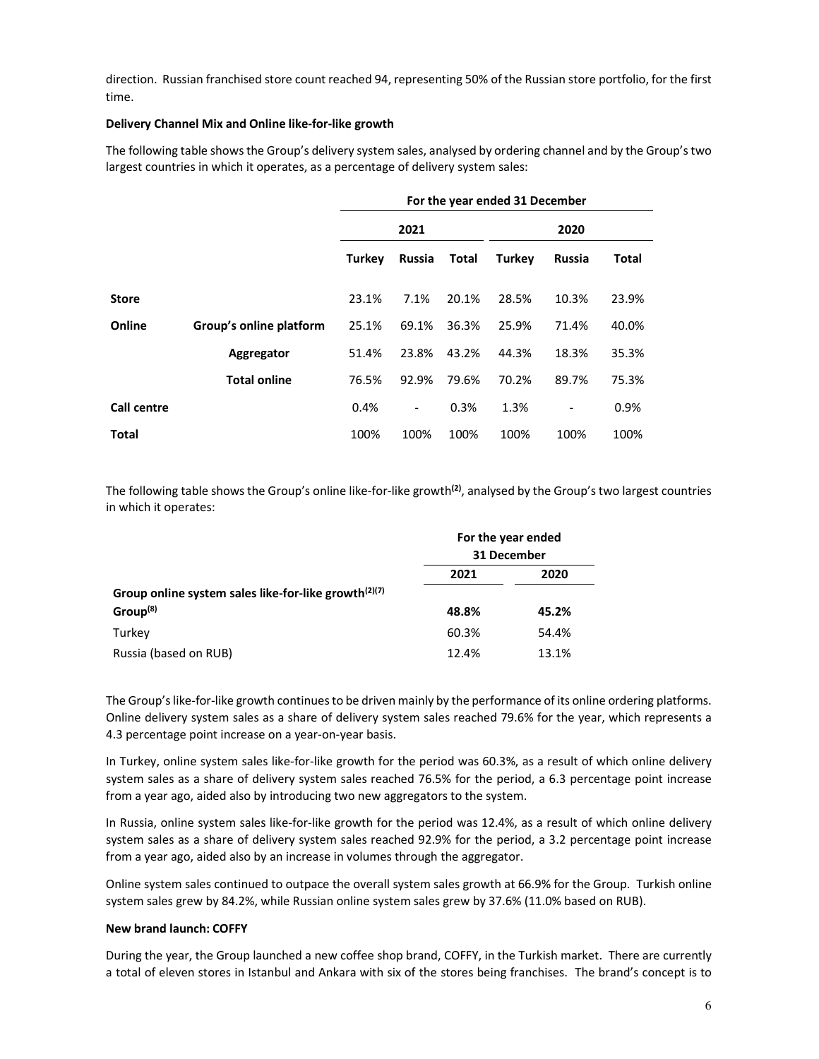direction. Russian franchised store count reached 94, representing 50% of the Russian store portfolio, for the first time.

**Delivery Channel Mix and Online like-for-like growth**

The following table shows the Group's delivery system sales, analysed by ordering channel and by the Group's two largest countries in which it operates, as a percentage of delivery system sales:

| | | For the year ended 31 December | | | | | |
|---|---|---|---|---|---|---|---|
| | | 2021 | | | 2020 | | |
| | | **Turkey** | **Russia** | **Total** | **Turkey** | **Russia** | **Total** |
| **Store** | | 23.1% | 7.1% | 20.1% | 28.5% | 10.3% | 23.9% |
| **Online** | **Group's online platform** | 25.1% | 69.1% | 36.3% | 25.9% | 71.4% | 40.0% |
| | **Aggregator** | 51.4% | 23.8% | 43.2% | 44.3% | 18.3% | 35.3% |
| | **Total online** | 76.5% | 92.9% | 79.6% | 70.2% | 89.7% | 75.3% |
| **Call centre** | | 0.4% | - | 0.3% | 1.3% | - | 0.9% |
| **Total** | | 100% | 100% | 100% | 100% | 100% | 100% |

The following table shows the Group's online like-for-like growth[(2)], analysed by the Group's two largest countries in which it operates:

| | For the year ended 31 December | |
|---|---|---|
| | **2021** | **2020** |
| **Group online system sales like-for-like growth[(2)(7)]** | | |
| **Group[(8)]** | **48.8%** | **45.2%** |
| Turkey | 60.3% | 54.4% |
| Russia (based on RUB) | 12.4% | 13.1% |

The Group's like-for-like growth continues to be driven mainly by the performance of its online ordering platforms. Online delivery system sales as a share of delivery system sales reached 79.6% for the year, which represents a 4.3 percentage point increase on a year-on-year basis.

In Turkey, online system sales like-for-like growth for the period was 60.3%, as a result of which online delivery system sales as a share of delivery system sales reached 76.5% for the period, a 6.3 percentage point increase from a year ago, aided also by introducing two new aggregators to the system.

In Russia, online system sales like-for-like growth for the period was 12.4%, as a result of which online delivery system sales as a share of delivery system sales reached 92.9% for the period, a 3.2 percentage point increase from a year ago, aided also by an increase in volumes through the aggregator.

Online system sales continued to outpace the overall system sales growth at 66.9% for the Group. Turkish online system sales grew by 84.2%, while Russian online system sales grew by 37.6% (11.0% based on RUB).

**New brand launch: COFFY**

During the year, the Group launched a new coffee shop brand, COFFY, in the Turkish market. There are currently a total of eleven stores in Istanbul and Ankara with six of the stores being franchises. The brand's concept is to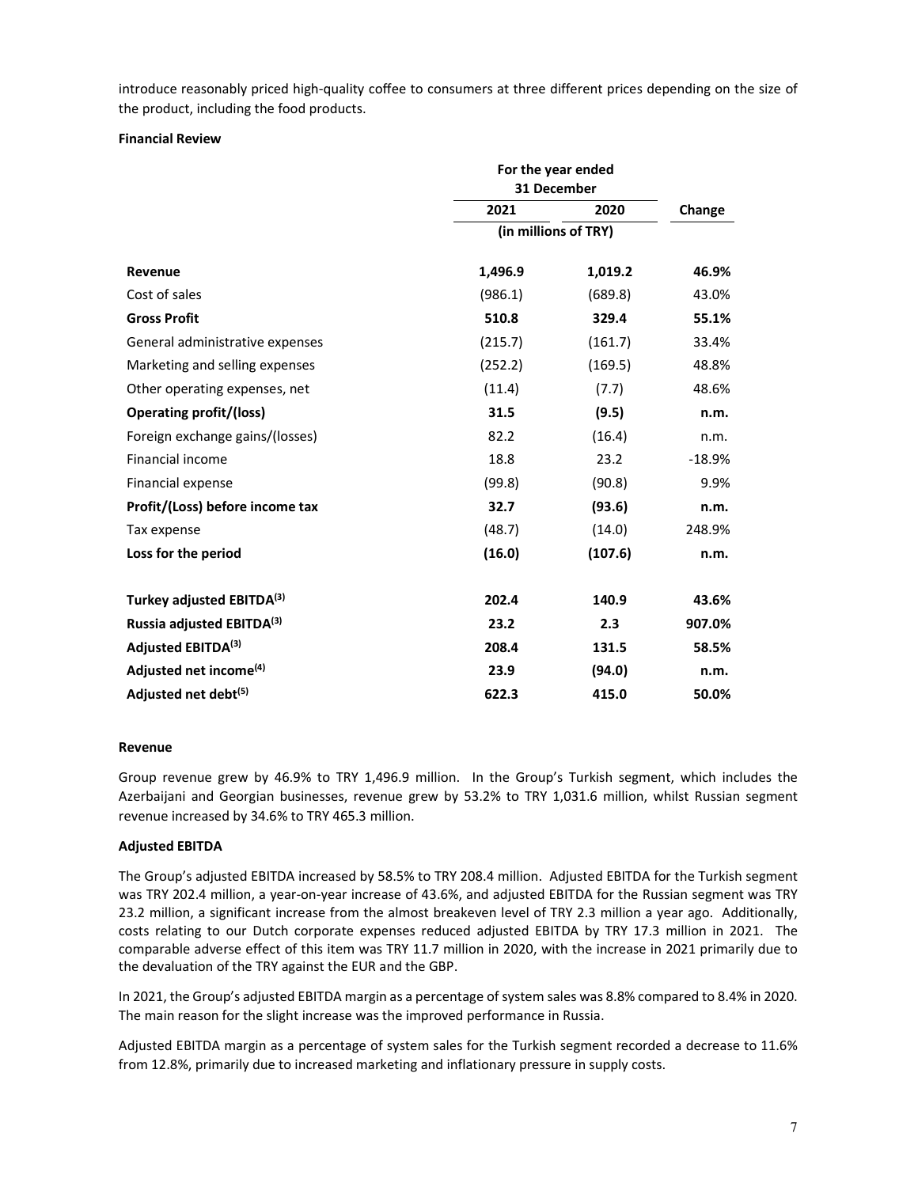introduce reasonably priced high-quality coffee to consumers at three different prices depending on the size of the product, including the food products.

**Financial Review**

| | For the year ended 31 December | | |
|---|---|---|---|
| | 2021 | 2020 | Change |
| | (in millions of TRY) | | |
| **Revenue** | **1,496.9** | **1,019.2** | **46.9%** |
| Cost of sales | (986.1) | (689.8) | 43.0% |
| **Gross Profit** | **510.8** | **329.4** | **55.1%** |
| General administrative expenses | (215.7) | (161.7) | 33.4% |
| Marketing and selling expenses | (252.2) | (169.5) | 48.8% |
| Other operating expenses, net | (11.4) | (7.7) | 48.6% |
| **Operating profit/(loss)** | **31.5** | **(9.5)** | **n.m.** |
| Foreign exchange gains/(losses) | 82.2 | (16.4) | n.m. |
| Financial income | 18.8 | 23.2 | -18.9% |
| Financial expense | (99.8) | (90.8) | 9.9% |
| **Profit/(Loss) before income tax** | **32.7** | **(93.6)** | **n.m.** |
| Tax expense | (48.7) | (14.0) | 248.9% |
| **Loss for the period** | **(16.0)** | **(107.6)** | **n.m.** |
| **Turkey adjusted EBITDA[(3)]** | **202.4** | **140.9** | **43.6%** |
| **Russia adjusted EBITDA[(3)]** | **23.2** | **2.3** | **907.0%** |
| **Adjusted EBITDA[(3)]** | **208.4** | **131.5** | **58.5%** |
| **Adjusted net income[(4)]** | **23.9** | **(94.0)** | **n.m.** |
| **Adjusted net debt[(5)]** | **622.3** | **415.0** | **50.0%** |

**Revenue**

Group revenue grew by 46.9% to TRY 1,496.9 million. In the Group's Turkish segment, which includes the Azerbaijani and Georgian businesses, revenue grew by 53.2% to TRY 1,031.6 million, whilst Russian segment revenue increased by 34.6% to TRY 465.3 million.

**Adjusted EBITDA**

The Group's adjusted EBITDA increased by 58.5% to TRY 208.4 million. Adjusted EBITDA for the Turkish segment was TRY 202.4 million, a year-on-year increase of 43.6%, and adjusted EBITDA for the Russian segment was TRY 23.2 million, a significant increase from the almost breakeven level of TRY 2.3 million a year ago. Additionally, costs relating to our Dutch corporate expenses reduced adjusted EBITDA by TRY 17.3 million in 2021. The comparable adverse effect of this item was TRY 11.7 million in 2020, with the increase in 2021 primarily due to the devaluation of the TRY against the EUR and the GBP.

In 2021, the Group's adjusted EBITDA margin as a percentage of system sales was 8.8% compared to 8.4% in 2020. The main reason for the slight increase was the improved performance in Russia.

Adjusted EBITDA margin as a percentage of system sales for the Turkish segment recorded a decrease to 11.6% from 12.8%, primarily due to increased marketing and inflationary pressure in supply costs.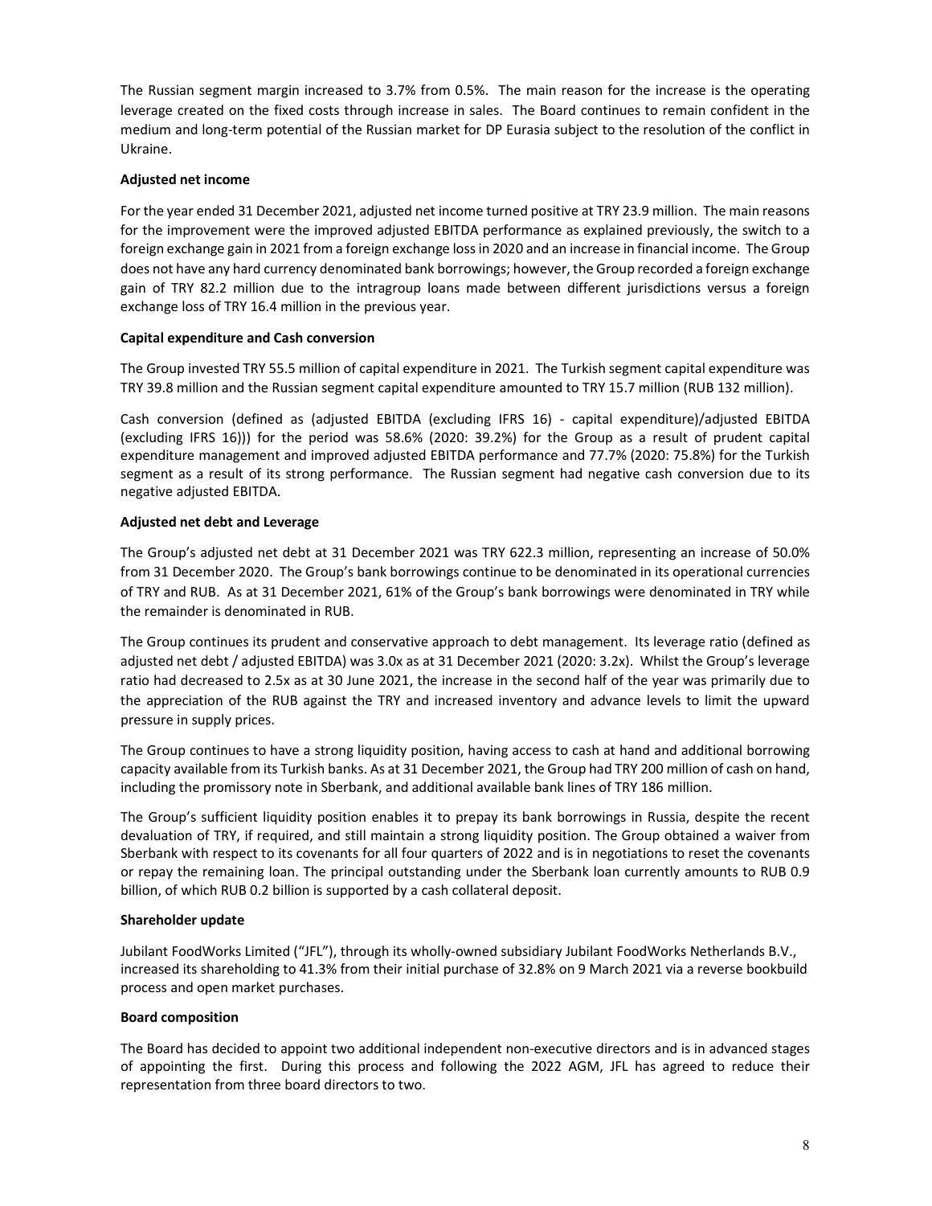The Russian segment margin increased to 3.7% from 0.5%. The main reason for the increase is the operating leverage created on the fixed costs through increase in sales. The Board continues to remain confident in the medium and long-term potential of the Russian market for DP Eurasia subject to the resolution of the conflict in Ukraine.

**Adjusted net income**

For the year ended 31 December 2021, adjusted net income turned positive at TRY 23.9 million. The main reasons for the improvement were the improved adjusted EBITDA performance as explained previously, the switch to a foreign exchange gain in 2021 from a foreign exchange loss in 2020 and an increase in financial income. The Group does not have any hard currency denominated bank borrowings; however, the Group recorded a foreign exchange gain of TRY 82.2 million due to the intragroup loans made between different jurisdictions versus a foreign exchange loss of TRY 16.4 million in the previous year.

**Capital expenditure and Cash conversion**

The Group invested TRY 55.5 million of capital expenditure in 2021. The Turkish segment capital expenditure was TRY 39.8 million and the Russian segment capital expenditure amounted to TRY 15.7 million (RUB 132 million).

Cash conversion (defined as (adjusted EBITDA (excluding IFRS 16) - capital expenditure)/adjusted EBITDA (excluding IFRS 16))) for the period was 58.6% (2020: 39.2%) for the Group as a result of prudent capital expenditure management and improved adjusted EBITDA performance and 77.7% (2020: 75.8%) for the Turkish segment as a result of its strong performance. The Russian segment had negative cash conversion due to its negative adjusted EBITDA.

**Adjusted net debt and Leverage**

The Group's adjusted net debt at 31 December 2021 was TRY 622.3 million, representing an increase of 50.0% from 31 December 2020. The Group's bank borrowings continue to be denominated in its operational currencies of TRY and RUB. As at 31 December 2021, 61% of the Group's bank borrowings were denominated in TRY while the remainder is denominated in RUB.

The Group continues its prudent and conservative approach to debt management. Its leverage ratio (defined as adjusted net debt / adjusted EBITDA) was 3.0x as at 31 December 2021 (2020: 3.2x). Whilst the Group's leverage ratio had decreased to 2.5x as at 30 June 2021, the increase in the second half of the year was primarily due to the appreciation of the RUB against the TRY and increased inventory and advance levels to limit the upward pressure in supply prices.

The Group continues to have a strong liquidity position, having access to cash at hand and additional borrowing capacity available from its Turkish banks. As at 31 December 2021, the Group had TRY 200 million of cash on hand, including the promissory note in Sberbank, and additional available bank lines of TRY 186 million.

The Group's sufficient liquidity position enables it to prepay its bank borrowings in Russia, despite the recent devaluation of TRY, if required, and still maintain a strong liquidity position. The Group obtained a waiver from Sberbank with respect to its covenants for all four quarters of 2022 and is in negotiations to reset the covenants or repay the remaining loan. The principal outstanding under the Sberbank loan currently amounts to RUB 0.9 billion, of which RUB 0.2 billion is supported by a cash collateral deposit.

**Shareholder update**

Jubilant FoodWorks Limited ("JFL"), through its wholly-owned subsidiary Jubilant FoodWorks Netherlands B.V., increased its shareholding to 41.3% from their initial purchase of 32.8% on 9 March 2021 via a reverse bookbuild process and open market purchases.

**Board composition**

The Board has decided to appoint two additional independent non-executive directors and is in advanced stages of appointing the first. During this process and following the 2022 AGM, JFL has agreed to reduce their representation from three board directors to two.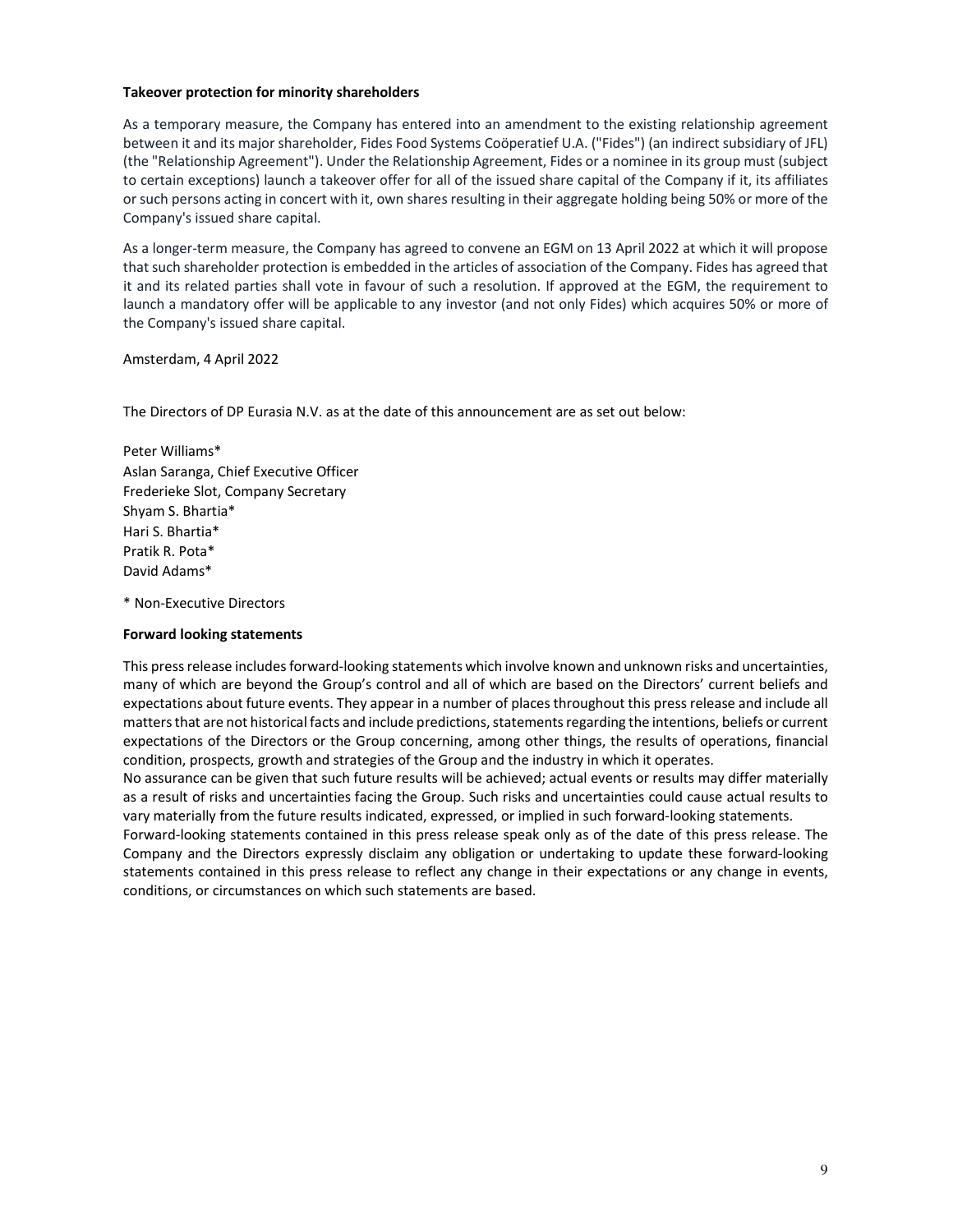**Takeover protection for minority shareholders**

As a temporary measure, the Company has entered into an amendment to the existing relationship agreement between it and its major shareholder, Fides Food Systems Coöperatief U.A. ("Fides") (an indirect subsidiary of JFL) (the "Relationship Agreement"). Under the Relationship Agreement, Fides or a nominee in its group must (subject to certain exceptions) launch a takeover offer for all of the issued share capital of the Company if it, its affiliates or such persons acting in concert with it, own shares resulting in their aggregate holding being 50% or more of the Company's issued share capital.

As a longer-term measure, the Company has agreed to convene an EGM on 13 April 2022 at which it will propose that such shareholder protection is embedded in the articles of association of the Company. Fides has agreed that it and its related parties shall vote in favour of such a resolution. If approved at the EGM, the requirement to launch a mandatory offer will be applicable to any investor (and not only Fides) which acquires 50% or more of the Company's issued share capital.

Amsterdam, 4 April 2022

The Directors of DP Eurasia N.V. as at the date of this announcement are as set out below:

Peter Williams*
Aslan Saranga, Chief Executive Officer
Frederieke Slot, Company Secretary
Shyam S. Bhartia*
Hari S. Bhartia*
Pratik R. Pota*
David Adams*

\* Non-Executive Directors

**Forward looking statements**

This press release includes forward-looking statements which involve known and unknown risks and uncertainties, many of which are beyond the Group's control and all of which are based on the Directors' current beliefs and expectations about future events. They appear in a number of places throughout this press release and include all matters that are not historical facts and include predictions, statements regarding the intentions, beliefs or current expectations of the Directors or the Group concerning, among other things, the results of operations, financial condition, prospects, growth and strategies of the Group and the industry in which it operates.
No assurance can be given that such future results will be achieved; actual events or results may differ materially as a result of risks and uncertainties facing the Group. Such risks and uncertainties could cause actual results to vary materially from the future results indicated, expressed, or implied in such forward-looking statements.
Forward-looking statements contained in this press release speak only as of the date of this press release. The Company and the Directors expressly disclaim any obligation or undertaking to update these forward-looking statements contained in this press release to reflect any change in their expectations or any change in events, conditions, or circumstances on which such statements are based.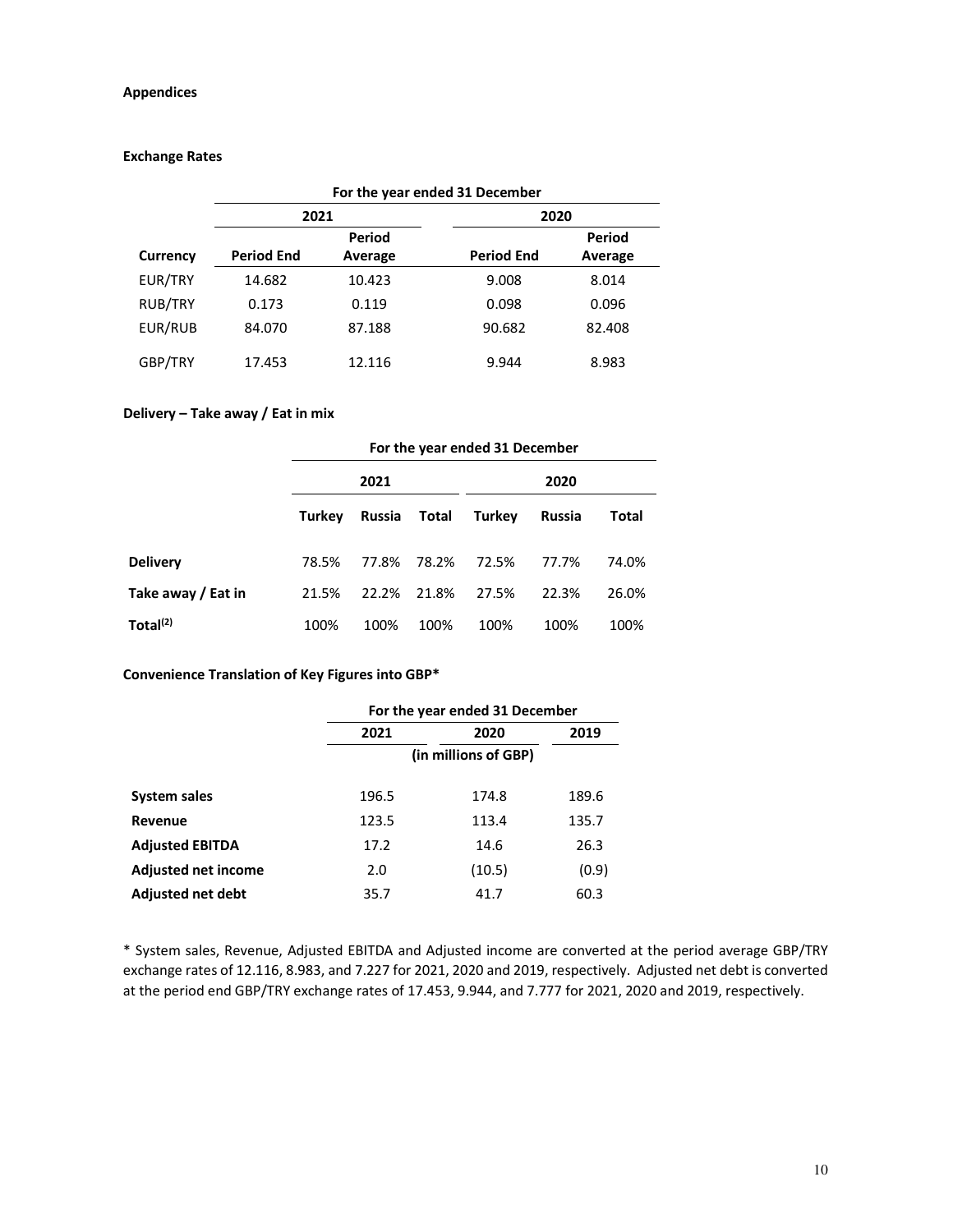## Appendices

### Exchange Rates

| | For the year ended 31 December | | | |
|---|---|---|---|---|
| | 2021 | | 2020 | |
| Currency | Period End | Period Average | Period End | Period Average |
| EUR/TRY | 14.682 | 10.423 | 9.008 | 8.014 |
| RUB/TRY | 0.173 | 0.119 | 0.098 | 0.096 |
| EUR/RUB | 84.070 | 87.188 | 90.682 | 82.408 |
| GBP/TRY | 17.453 | 12.116 | 9.944 | 8.983 |

### Delivery – Take away / Eat in mix

| | For the year ended 31 December | | | | | |
|---|---|---|---|---|---|---|
| | 2021 | | | 2020 | | |
| | Turkey | Russia | Total | Turkey | Russia | Total |
| **Delivery** | 78.5% | 77.8% | 78.2% | 72.5% | 77.7% | 74.0% |
| **Take away / Eat in** | 21.5% | 22.2% | 21.8% | 27.5% | 22.3% | 26.0% |
| **Total[2]** | 100% | 100% | 100% | 100% | 100% | 100% |

### Convenience Translation of Key Figures into GBP*

| | For the year ended 31 December | | |
|---|---|---|---|
| | 2021 | 2020 | 2019 |
| | (in millions of GBP) | | |
| **System sales** | 196.5 | 174.8 | 189.6 |
| **Revenue** | 123.5 | 113.4 | 135.7 |
| **Adjusted EBITDA** | 17.2 | 14.6 | 26.3 |
| **Adjusted net income** | 2.0 | (10.5) | (0.9) |
| **Adjusted net debt** | 35.7 | 41.7 | 60.3 |

* System sales, Revenue, Adjusted EBITDA and Adjusted income are converted at the period average GBP/TRY exchange rates of 12.116, 8.983, and 7.227 for 2021, 2020 and 2019, respectively. Adjusted net debt is converted at the period end GBP/TRY exchange rates of 17.453, 9.944, and 7.777 for 2021, 2020 and 2019, respectively.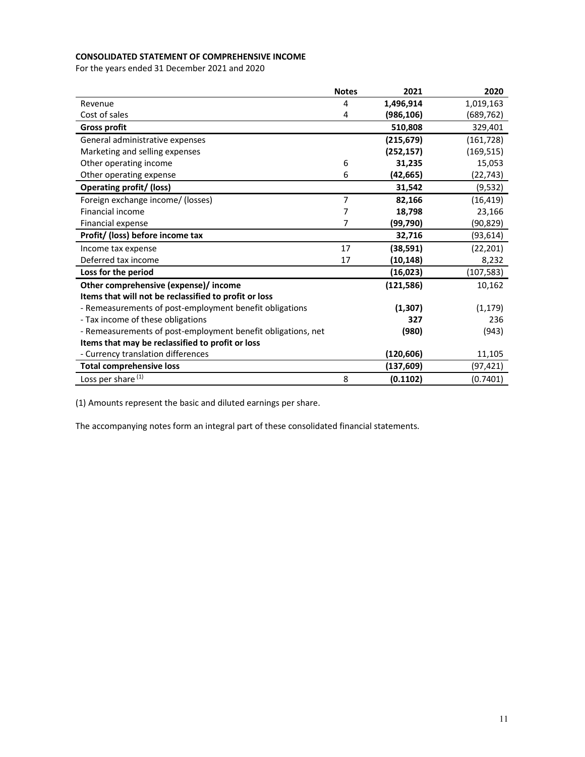**CONSOLIDATED STATEMENT OF COMPREHENSIVE INCOME**

For the years ended 31 December 2021 and 2020

| | Notes | 2021 | 2020 |
|---|---|---|---|
| Revenue | 4 | **1,496,914** | 1,019,163 |
| Cost of sales | 4 | **(986,106)** | (689,762) |
| **Gross profit** | | **510,808** | 329,401 |
| General administrative expenses | | **(215,679)** | (161,728) |
| Marketing and selling expenses | | **(252,157)** | (169,515) |
| Other operating income | 6 | **31,235** | 15,053 |
| Other operating expense | 6 | **(42,665)** | (22,743) |
| **Operating profit/ (loss)** | | **31,542** | (9,532) |
| Foreign exchange income/ (losses) | 7 | **82,166** | (16,419) |
| Financial income | 7 | **18,798** | 23,166 |
| Financial expense | 7 | **(99,790)** | (90,829) |
| **Profit/ (loss) before income tax** | | **32,716** | (93,614) |
| Income tax expense | 17 | **(38,591)** | (22,201) |
| Deferred tax income | 17 | **(10,148)** | 8,232 |
| **Loss for the period** | | **(16,023)** | (107,583) |
| **Other comprehensive (expense)/ income** | | **(121,586)** | 10,162 |
| **Items that will not be reclassified to profit or loss** | | | |
| - Remeasurements of post-employment benefit obligations | | **(1,307)** | (1,179) |
| - Tax income of these obligations | | **327** | 236 |
| - Remeasurements of post-employment benefit obligations, net | | **(980)** | (943) |
| **Items that may be reclassified to profit or loss** | | | |
| - Currency translation differences | | **(120,606)** | 11,105 |
| **Total comprehensive loss** | | **(137,609)** | (97,421) |
| Loss per share (1) | 8 | **(0.1102)** | (0.7401) |

(1) Amounts represent the basic and diluted earnings per share.

The accompanying notes form an integral part of these consolidated financial statements.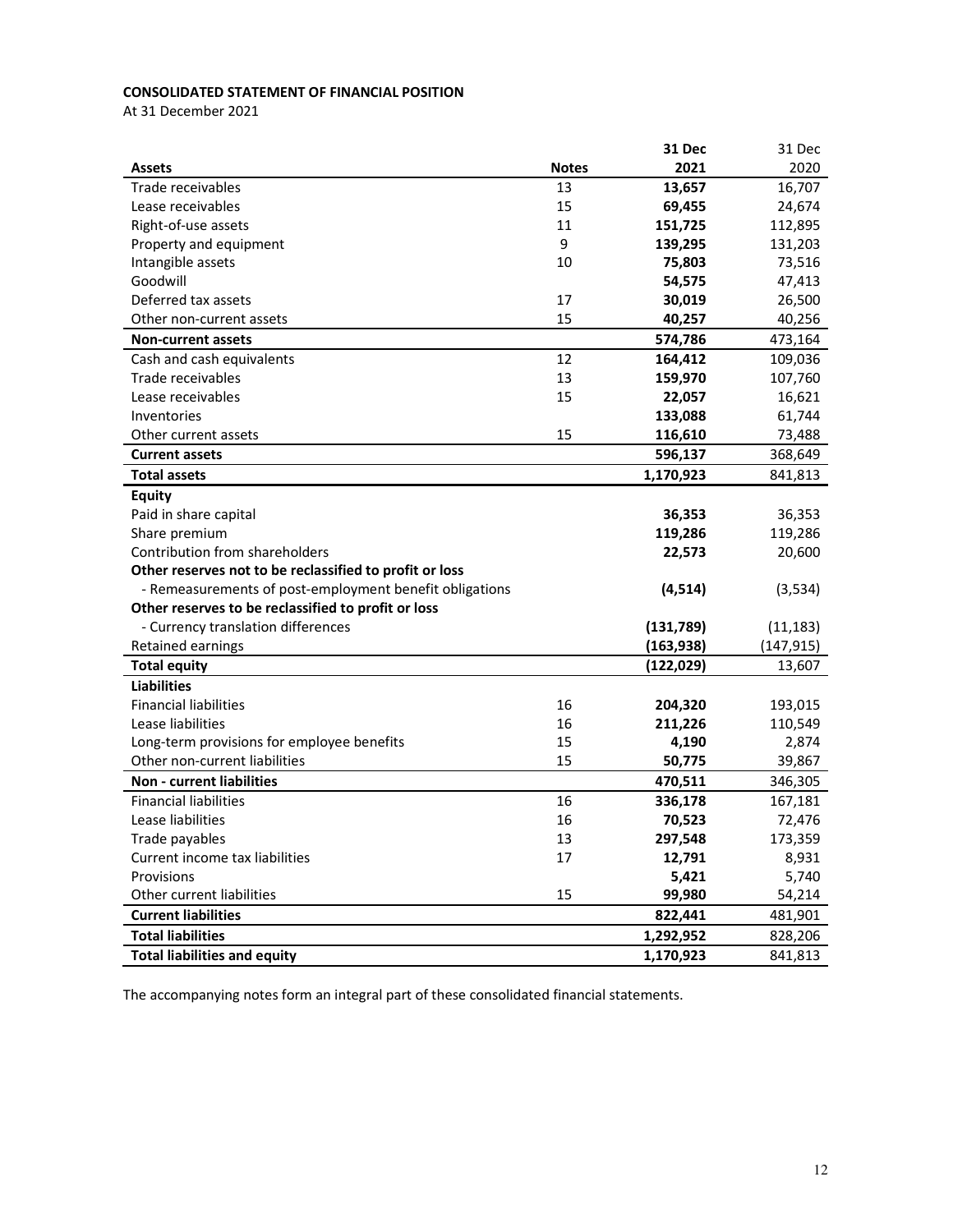**CONSOLIDATED STATEMENT OF FINANCIAL POSITION**

At 31 December 2021

| Assets | Notes | 31 Dec 2021 | 31 Dec 2020 |
|---|---|---|---|
| Trade receivables | 13 | **13,657** | 16,707 |
| Lease receivables | 15 | **69,455** | 24,674 |
| Right-of-use assets | 11 | **151,725** | 112,895 |
| Property and equipment | 9 | **139,295** | 131,203 |
| Intangible assets | 10 | **75,803** | 73,516 |
| Goodwill | | **54,575** | 47,413 |
| Deferred tax assets | 17 | **30,019** | 26,500 |
| Other non-current assets | 15 | **40,257** | 40,256 |
| **Non-current assets** | | **574,786** | 473,164 |
| Cash and cash equivalents | 12 | **164,412** | 109,036 |
| Trade receivables | 13 | **159,970** | 107,760 |
| Lease receivables | 15 | **22,057** | 16,621 |
| Inventories | | **133,088** | 61,744 |
| Other current assets | 15 | **116,610** | 73,488 |
| **Current assets** | | **596,137** | 368,649 |
| **Total assets** | | **1,170,923** | 841,813 |
| **Equity** | | | |
| Paid in share capital | | **36,353** | 36,353 |
| Share premium | | **119,286** | 119,286 |
| Contribution from shareholders | | **22,573** | 20,600 |
| **Other reserves not to be reclassified to profit or loss** | | | |
| - Remeasurements of post-employment benefit obligations | | **(4,514)** | (3,534) |
| **Other reserves to be reclassified to profit or loss** | | | |
| - Currency translation differences | | **(131,789)** | (11,183) |
| Retained earnings | | **(163,938)** | (147,915) |
| **Total equity** | | **(122,029)** | 13,607 |
| **Liabilities** | | | |
| Financial liabilities | 16 | **204,320** | 193,015 |
| Lease liabilities | 16 | **211,226** | 110,549 |
| Long-term provisions for employee benefits | 15 | **4,190** | 2,874 |
| Other non-current liabilities | 15 | **50,775** | 39,867 |
| **Non - current liabilities** | | **470,511** | 346,305 |
| Financial liabilities | 16 | **336,178** | 167,181 |
| Lease liabilities | 16 | **70,523** | 72,476 |
| Trade payables | 13 | **297,548** | 173,359 |
| Current income tax liabilities | 17 | **12,791** | 8,931 |
| Provisions | | **5,421** | 5,740 |
| Other current liabilities | 15 | **99,980** | 54,214 |
| **Current liabilities** | | **822,441** | 481,901 |
| **Total liabilities** | | **1,292,952** | 828,206 |
| **Total liabilities and equity** | | **1,170,923** | 841,813 |

The accompanying notes form an integral part of these consolidated financial statements.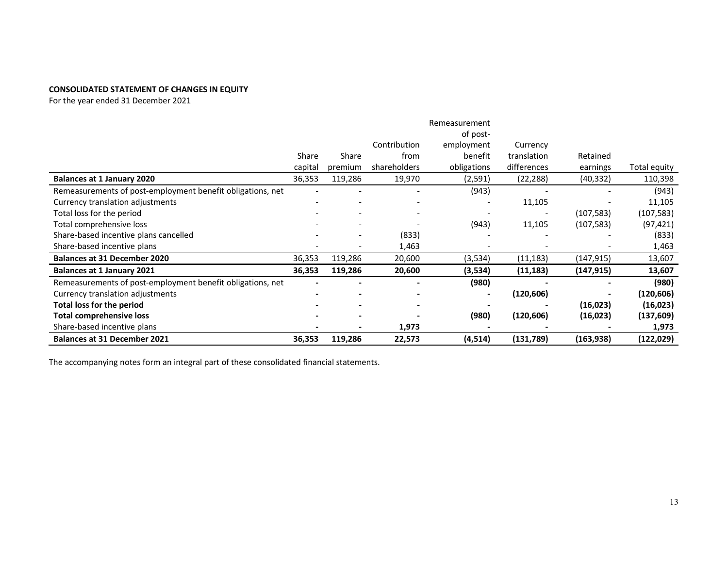**CONSOLIDATED STATEMENT OF CHANGES IN EQUITY**

For the year ended 31 December 2021

| | Share capital | Share premium | Contribution from shareholders | Remeasurement of post-employment benefit obligations | Currency translation differences | Retained earnings | Total equity |
|---|---|---|---|---|---|---|---|
| **Balances at 1 January 2020** | 36,353 | 119,286 | 19,970 | (2,591) | (22,288) | (40,332) | 110,398 |
| Remeasurements of post-employment benefit obligations, net | - | - | - | (943) | - | - | (943) |
| Currency translation adjustments | - | - | - | - | 11,105 | - | 11,105 |
| Total loss for the period | - | - | - | - | - | (107,583) | (107,583) |
| Total comprehensive loss | - | - | - | (943) | 11,105 | (107,583) | (97,421) |
| Share-based incentive plans cancelled | - | - | (833) | - | - | - | (833) |
| Share-based incentive plans | - | - | 1,463 | - | - | - | 1,463 |
| **Balances at 31 December 2020** | 36,353 | 119,286 | 20,600 | (3,534) | (11,183) | (147,915) | 13,607 |
| **Balances at 1 January 2021** | **36,353** | **119,286** | **20,600** | **(3,534)** | **(11,183)** | **(147,915)** | **13,607** |
| Remeasurements of post-employment benefit obligations, net | **-** | **-** | **-** | **(980)** | **-** | **-** | **(980)** |
| Currency translation adjustments | **-** | **-** | **-** | **-** | **(120,606)** | **-** | **(120,606)** |
| **Total loss for the period** | **-** | **-** | **-** | **-** | **-** | **(16,023)** | **(16,023)** |
| **Total comprehensive loss** | **-** | **-** | **-** | **(980)** | **(120,606)** | **(16,023)** | **(137,609)** |
| Share-based incentive plans | **-** | **-** | **1,973** | **-** | **-** | **-** | **1,973** |
| **Balances at 31 December 2021** | **36,353** | **119,286** | **22,573** | **(4,514)** | **(131,789)** | **(163,938)** | **(122,029)** |

The accompanying notes form an integral part of these consolidated financial statements.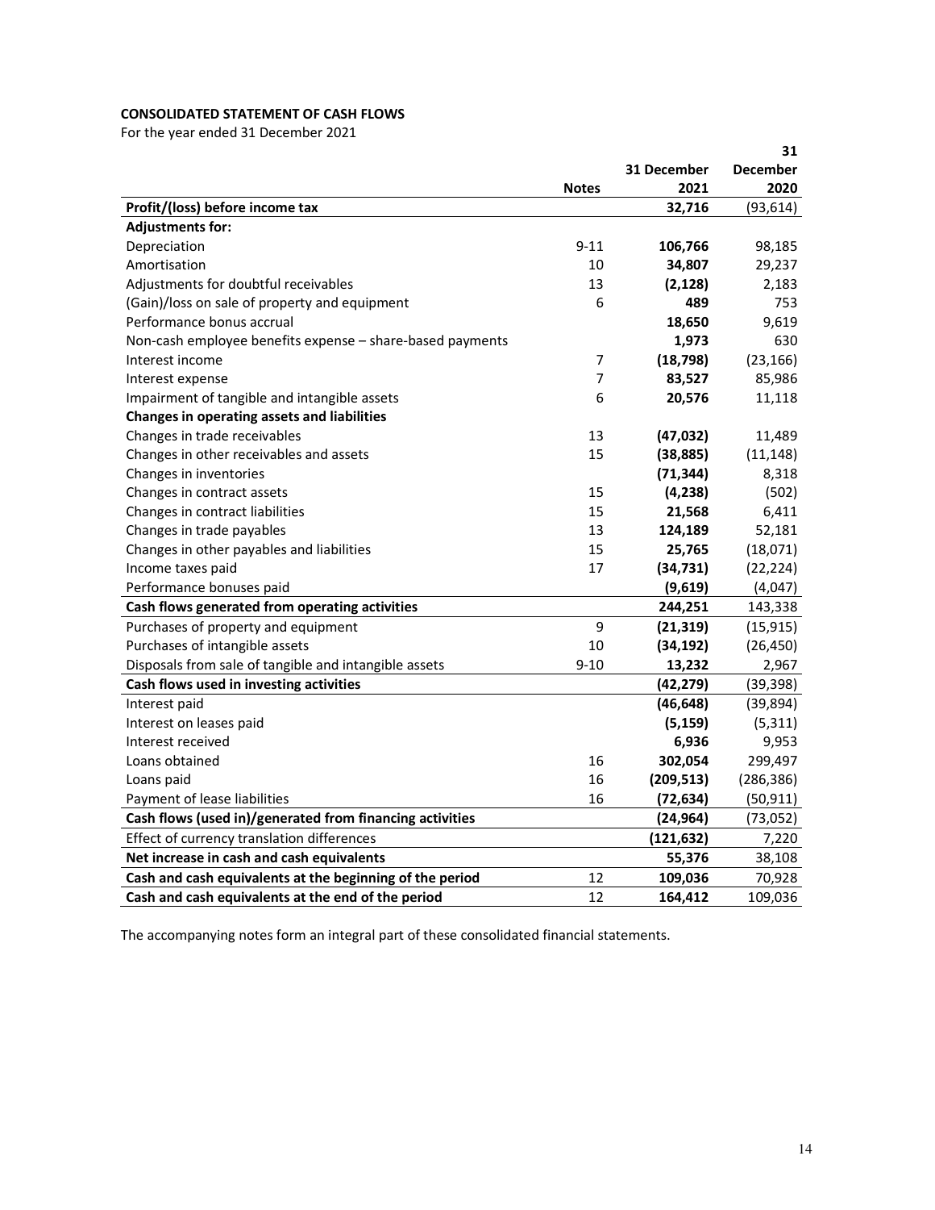**CONSOLIDATED STATEMENT OF CASH FLOWS**

For the year ended 31 December 2021

| | Notes | 31 December 2021 | 31 December 2020 |
|---|---|---|---|
| **Profit/(loss) before income tax** | | **32,716** | (93,614) |
| **Adjustments for:** | | | |
| Depreciation | 9-11 | **106,766** | 98,185 |
| Amortisation | 10 | **34,807** | 29,237 |
| Adjustments for doubtful receivables | 13 | **(2,128)** | 2,183 |
| (Gain)/loss on sale of property and equipment | 6 | **489** | 753 |
| Performance bonus accrual | | **18,650** | 9,619 |
| Non-cash employee benefits expense – share-based payments | | **1,973** | 630 |
| Interest income | 7 | **(18,798)** | (23,166) |
| Interest expense | 7 | **83,527** | 85,986 |
| Impairment of tangible and intangible assets | 6 | **20,576** | 11,118 |
| **Changes in operating assets and liabilities** | | | |
| Changes in trade receivables | 13 | **(47,032)** | 11,489 |
| Changes in other receivables and assets | 15 | **(38,885)** | (11,148) |
| Changes in inventories | | **(71,344)** | 8,318 |
| Changes in contract assets | 15 | **(4,238)** | (502) |
| Changes in contract liabilities | 15 | **21,568** | 6,411 |
| Changes in trade payables | 13 | **124,189** | 52,181 |
| Changes in other payables and liabilities | 15 | **25,765** | (18,071) |
| Income taxes paid | 17 | **(34,731)** | (22,224) |
| Performance bonuses paid | | **(9,619)** | (4,047) |
| **Cash flows generated from operating activities** | | **244,251** | 143,338 |
| Purchases of property and equipment | 9 | **(21,319)** | (15,915) |
| Purchases of intangible assets | 10 | **(34,192)** | (26,450) |
| Disposals from sale of tangible and intangible assets | 9-10 | **13,232** | 2,967 |
| **Cash flows used in investing activities** | | **(42,279)** | (39,398) |
| Interest paid | | **(46,648)** | (39,894) |
| Interest on leases paid | | **(5,159)** | (5,311) |
| Interest received | | **6,936** | 9,953 |
| Loans obtained | 16 | **302,054** | 299,497 |
| Loans paid | 16 | **(209,513)** | (286,386) |
| Payment of lease liabilities | 16 | **(72,634)** | (50,911) |
| **Cash flows (used in)/generated from financing activities** | | **(24,964)** | (73,052) |
| Effect of currency translation differences | | **(121,632)** | 7,220 |
| **Net increase in cash and cash equivalents** | | **55,376** | 38,108 |
| **Cash and cash equivalents at the beginning of the period** | 12 | **109,036** | 70,928 |
| **Cash and cash equivalents at the end of the period** | 12 | **164,412** | 109,036 |

The accompanying notes form an integral part of these consolidated financial statements.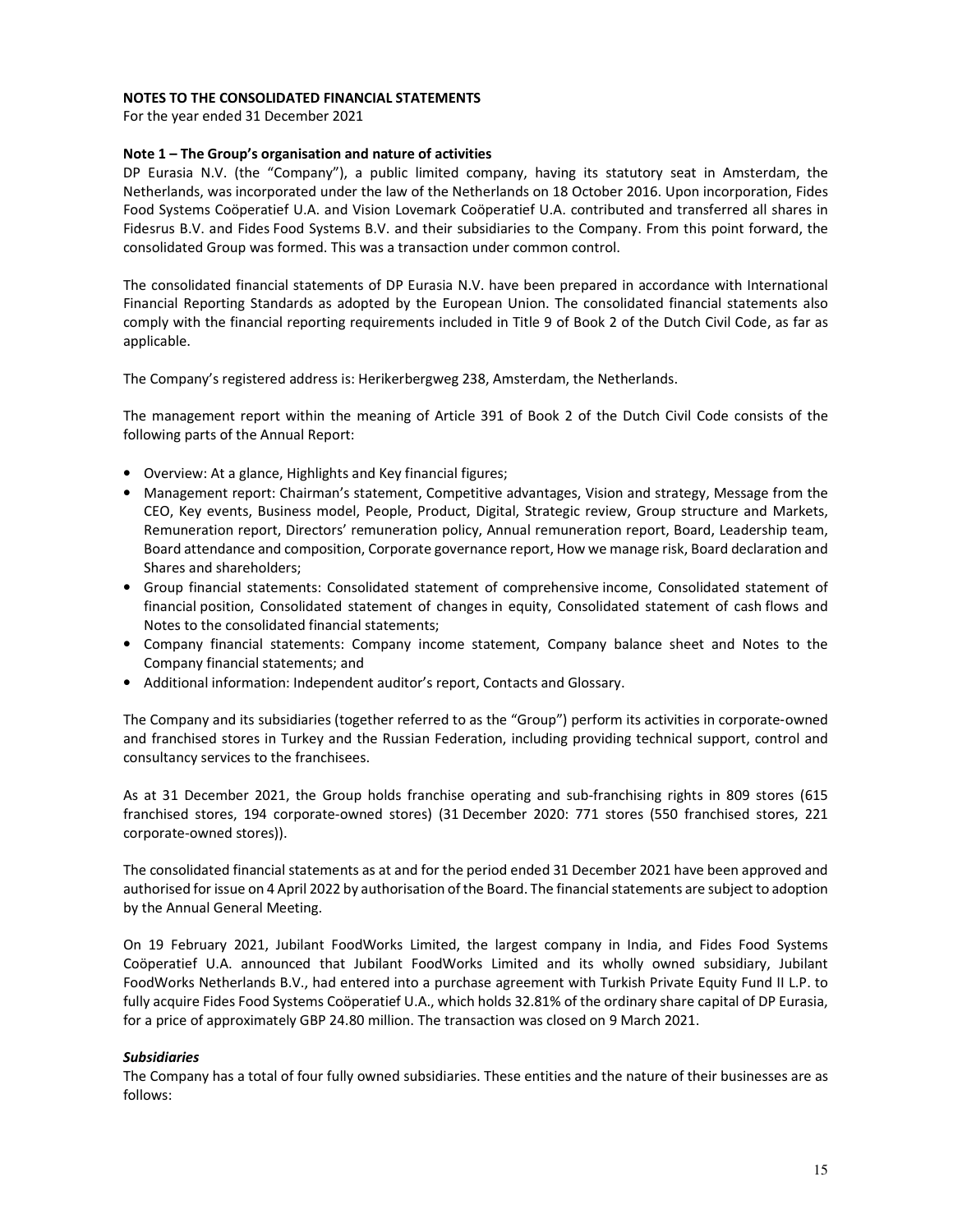**NOTES TO THE CONSOLIDATED FINANCIAL STATEMENTS**

For the year ended 31 December 2021

**Note 1 – The Group's organisation and nature of activities**

DP Eurasia N.V. (the "Company"), a public limited company, having its statutory seat in Amsterdam, the Netherlands, was incorporated under the law of the Netherlands on 18 October 2016. Upon incorporation, Fides Food Systems Coöperatief U.A. and Vision Lovemark Coöperatief U.A. contributed and transferred all shares in Fidesrus B.V. and Fides Food Systems B.V. and their subsidiaries to the Company. From this point forward, the consolidated Group was formed. This was a transaction under common control.

The consolidated financial statements of DP Eurasia N.V. have been prepared in accordance with International Financial Reporting Standards as adopted by the European Union. The consolidated financial statements also comply with the financial reporting requirements included in Title 9 of Book 2 of the Dutch Civil Code, as far as applicable.

The Company's registered address is: Herikerbergweg 238, Amsterdam, the Netherlands.

The management report within the meaning of Article 391 of Book 2 of the Dutch Civil Code consists of the following parts of the Annual Report:

- Overview: At a glance, Highlights and Key financial figures;
- Management report: Chairman's statement, Competitive advantages, Vision and strategy, Message from the CEO, Key events, Business model, People, Product, Digital, Strategic review, Group structure and Markets, Remuneration report, Directors' remuneration policy, Annual remuneration report, Board, Leadership team, Board attendance and composition, Corporate governance report, How we manage risk, Board declaration and Shares and shareholders;
- Group financial statements: Consolidated statement of comprehensive income, Consolidated statement of financial position, Consolidated statement of changes in equity, Consolidated statement of cash flows and Notes to the consolidated financial statements;
- Company financial statements: Company income statement, Company balance sheet and Notes to the Company financial statements; and
- Additional information: Independent auditor's report, Contacts and Glossary.

The Company and its subsidiaries (together referred to as the "Group") perform its activities in corporate-owned and franchised stores in Turkey and the Russian Federation, including providing technical support, control and consultancy services to the franchisees.

As at 31 December 2021, the Group holds franchise operating and sub-franchising rights in 809 stores (615 franchised stores, 194 corporate-owned stores) (31 December 2020: 771 stores (550 franchised stores, 221 corporate-owned stores)).

The consolidated financial statements as at and for the period ended 31 December 2021 have been approved and authorised for issue on 4 April 2022 by authorisation of the Board. The financial statements are subject to adoption by the Annual General Meeting.

On 19 February 2021, Jubilant FoodWorks Limited, the largest company in India, and Fides Food Systems Coöperatief U.A. announced that Jubilant FoodWorks Limited and its wholly owned subsidiary, Jubilant FoodWorks Netherlands B.V., had entered into a purchase agreement with Turkish Private Equity Fund II L.P. to fully acquire Fides Food Systems Coöperatief U.A., which holds 32.81% of the ordinary share capital of DP Eurasia, for a price of approximately GBP 24.80 million. The transaction was closed on 9 March 2021.

***Subsidiaries***

The Company has a total of four fully owned subsidiaries. These entities and the nature of their businesses are as follows: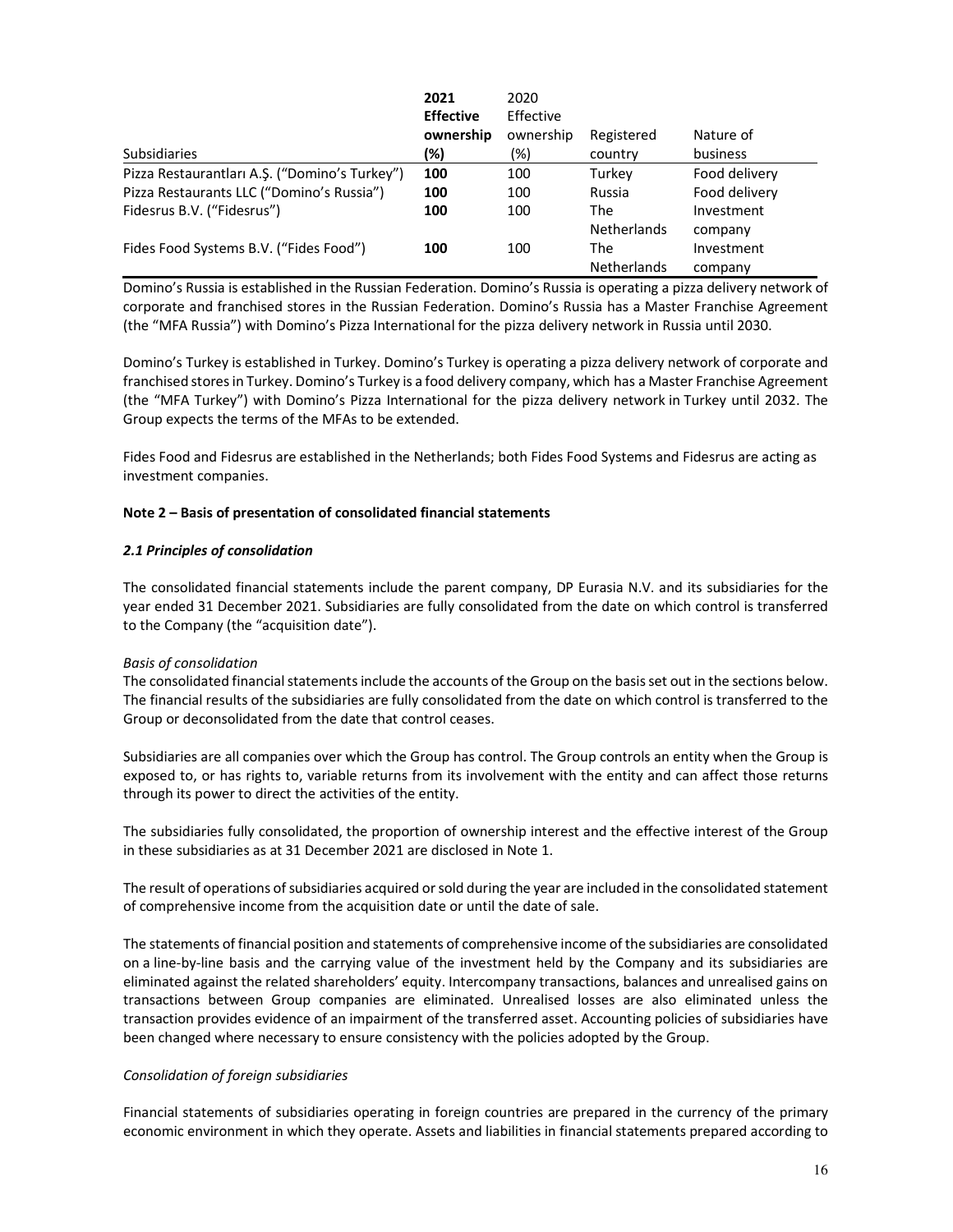| Subsidiaries | **2021 Effective ownership (%)** | 2020 Effective ownership (%) | Registered country | Nature of business |
|---|---|---|---|---|
| Pizza Restaurantları A.Ş. ("Domino's Turkey") | **100** | 100 | Turkey | Food delivery |
| Pizza Restaurants LLC ("Domino's Russia") | **100** | 100 | Russia | Food delivery |
| Fidesrus B.V. ("Fidesrus") | **100** | 100 | The Netherlands | Investment company |
| Fides Food Systems B.V. ("Fides Food") | **100** | 100 | The Netherlands | Investment company |

Domino's Russia is established in the Russian Federation. Domino's Russia is operating a pizza delivery network of corporate and franchised stores in the Russian Federation. Domino's Russia has a Master Franchise Agreement (the "MFA Russia") with Domino's Pizza International for the pizza delivery network in Russia until 2030.

Domino's Turkey is established in Turkey. Domino's Turkey is operating a pizza delivery network of corporate and franchised stores in Turkey. Domino's Turkey is a food delivery company, which has a Master Franchise Agreement (the "MFA Turkey") with Domino's Pizza International for the pizza delivery network in Turkey until 2032. The Group expects the terms of the MFAs to be extended.

Fides Food and Fidesrus are established in the Netherlands; both Fides Food Systems and Fidesrus are acting as investment companies.

## Note 2 – Basis of presentation of consolidated financial statements

### *2.1 Principles of consolidation*

The consolidated financial statements include the parent company, DP Eurasia N.V. and its subsidiaries for the year ended 31 December 2021. Subsidiaries are fully consolidated from the date on which control is transferred to the Company (the "acquisition date").

*Basis of consolidation*

The consolidated financial statements include the accounts of the Group on the basis set out in the sections below. The financial results of the subsidiaries are fully consolidated from the date on which control is transferred to the Group or deconsolidated from the date that control ceases.

Subsidiaries are all companies over which the Group has control. The Group controls an entity when the Group is exposed to, or has rights to, variable returns from its involvement with the entity and can affect those returns through its power to direct the activities of the entity.

The subsidiaries fully consolidated, the proportion of ownership interest and the effective interest of the Group in these subsidiaries as at 31 December 2021 are disclosed in Note 1.

The result of operations of subsidiaries acquired or sold during the year are included in the consolidated statement of comprehensive income from the acquisition date or until the date of sale.

The statements of financial position and statements of comprehensive income of the subsidiaries are consolidated on a line-by-line basis and the carrying value of the investment held by the Company and its subsidiaries are eliminated against the related shareholders' equity. Intercompany transactions, balances and unrealised gains on transactions between Group companies are eliminated. Unrealised losses are also eliminated unless the transaction provides evidence of an impairment of the transferred asset. Accounting policies of subsidiaries have been changed where necessary to ensure consistency with the policies adopted by the Group.

*Consolidation of foreign subsidiaries*

Financial statements of subsidiaries operating in foreign countries are prepared in the currency of the primary economic environment in which they operate. Assets and liabilities in financial statements prepared according to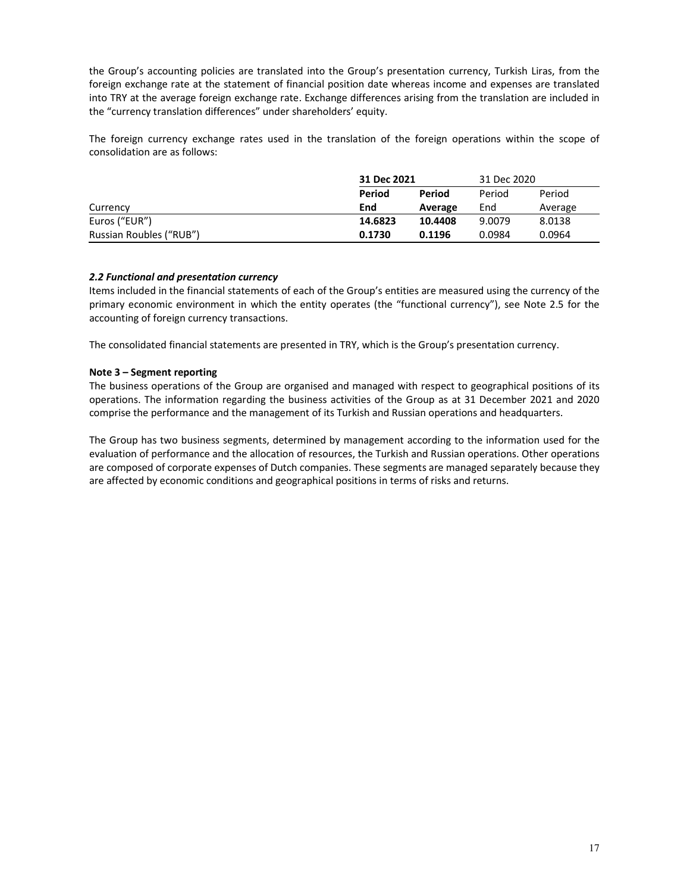the Group's accounting policies are translated into the Group's presentation currency, Turkish Liras, from the foreign exchange rate at the statement of financial position date whereas income and expenses are translated into TRY at the average foreign exchange rate. Exchange differences arising from the translation are included in the "currency translation differences" under shareholders' equity.

The foreign currency exchange rates used in the translation of the foreign operations within the scope of consolidation are as follows:

| | **31 Dec 2021** | | 31 Dec 2020 | |
|---|---|---|---|---|
| Currency | **Period End** | **Period Average** | Period End | Period Average |
| Euros ("EUR") | **14.6823** | **10.4408** | 9.0079 | 8.0138 |
| Russian Roubles ("RUB") | **0.1730** | **0.1196** | 0.0984 | 0.0964 |

***2.2 Functional and presentation currency***

Items included in the financial statements of each of the Group's entities are measured using the currency of the primary economic environment in which the entity operates (the "functional currency"), see Note 2.5 for the accounting of foreign currency transactions.

The consolidated financial statements are presented in TRY, which is the Group's presentation currency.

**Note 3 – Segment reporting**

The business operations of the Group are organised and managed with respect to geographical positions of its operations. The information regarding the business activities of the Group as at 31 December 2021 and 2020 comprise the performance and the management of its Turkish and Russian operations and headquarters.

The Group has two business segments, determined by management according to the information used for the evaluation of performance and the allocation of resources, the Turkish and Russian operations. Other operations are composed of corporate expenses of Dutch companies. These segments are managed separately because they are affected by economic conditions and geographical positions in terms of risks and returns.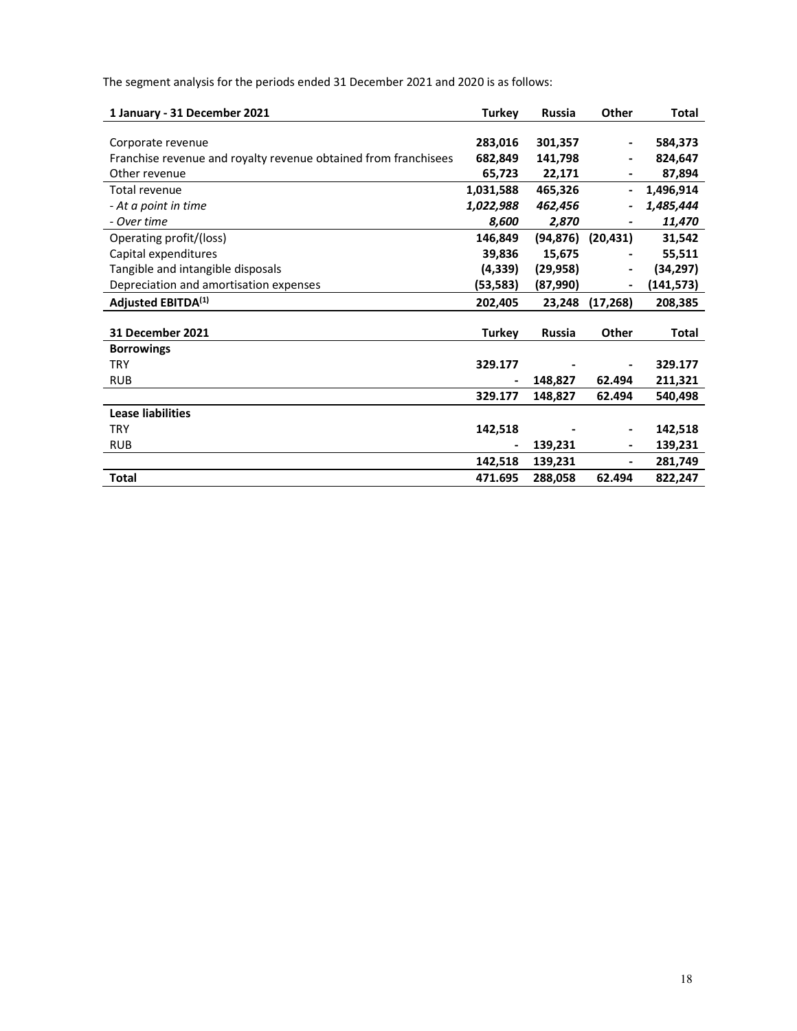The segment analysis for the periods ended 31 December 2021 and 2020 is as follows:

| 1 January - 31 December 2021 | Turkey | Russia | Other | Total |
|---|---|---|---|---|
| Corporate revenue | 283,016 | 301,357 | - | 584,373 |
| Franchise revenue and royalty revenue obtained from franchisees | 682,849 | 141,798 | - | 824,647 |
| Other revenue | 65,723 | 22,171 | - | 87,894 |
| Total revenue | 1,031,588 | 465,326 | - | 1,496,914 |
| *- At a point in time* | *1,022,988* | *462,456* | - | *1,485,444* |
| *- Over time* | *8,600* | *2,870* | - | *11,470* |
| Operating profit/(loss) | 146,849 | (94,876) | (20,431) | 31,542 |
| Capital expenditures | 39,836 | 15,675 | - | 55,511 |
| Tangible and intangible disposals | (4,339) | (29,958) | - | (34,297) |
| Depreciation and amortisation expenses | (53,583) | (87,990) | - | (141,573) |
| **Adjusted EBITDA(1)** | **202,405** | **23,248** | **(17,268)** | **208,385** |

| 31 December 2021 | Turkey | Russia | Other | Total |
|---|---|---|---|---|
| **Borrowings** | | | | |
| TRY | 329.177 | - | - | 329.177 |
| RUB | - | 148,827 | 62.494 | 211,321 |
| | 329.177 | 148,827 | 62.494 | 540,498 |
| **Lease liabilities** | | | | |
| TRY | 142,518 | - | - | 142,518 |
| RUB | - | 139,231 | - | 139,231 |
| | 142,518 | 139,231 | - | 281,749 |
| **Total** | 471.695 | 288,058 | 62.494 | 822,247 |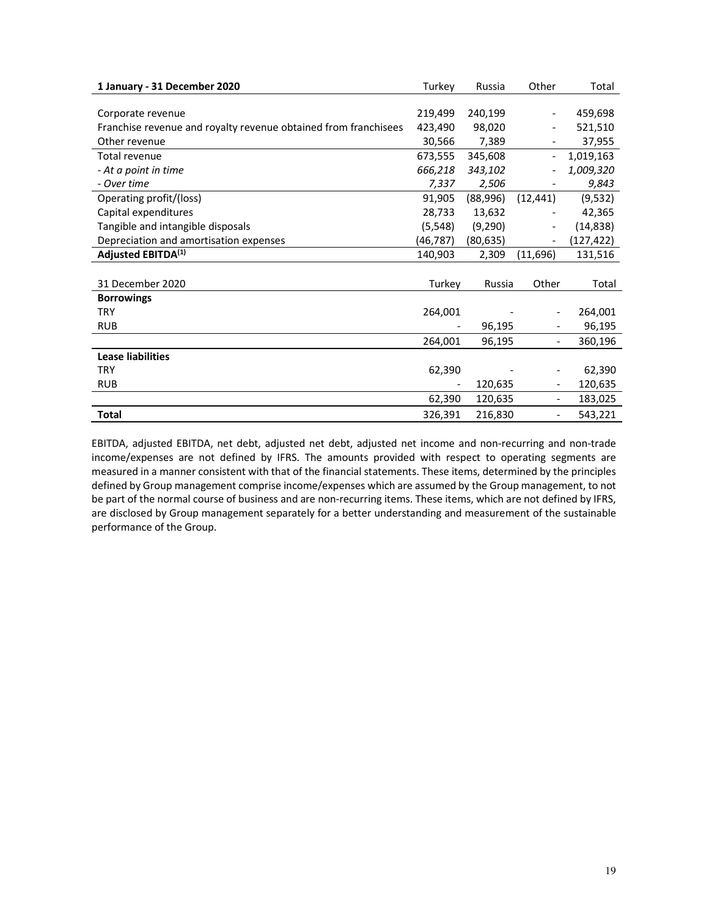| **1 January - 31 December 2020** | Turkey | Russia | Other | Total |
|---|---|---|---|---|
| Corporate revenue | 219,499 | 240,199 | - | 459,698 |
| Franchise revenue and royalty revenue obtained from franchisees | 423,490 | 98,020 | - | 521,510 |
| Other revenue | 30,566 | 7,389 | - | 37,955 |
| Total revenue | 673,555 | 345,608 | - | 1,019,163 |
| *- At a point in time* | *666,218* | *343,102* | - | *1,009,320* |
| *- Over time* | *7,337* | *2,506* | - | *9,843* |
| Operating profit/(loss) | 91,905 | (88,996) | (12,441) | (9,532) |
| Capital expenditures | 28,733 | 13,632 | - | 42,365 |
| Tangible and intangible disposals | (5,548) | (9,290) | - | (14,838) |
| Depreciation and amortisation expenses | (46,787) | (80,635) | - | (127,422) |
| **Adjusted EBITDA(1)** | 140,903 | 2,309 | (11,696) | 131,516 |

| 31 December 2020 | Turkey | Russia | Other | Total |
|---|---|---|---|---|
| **Borrowings** | | | | |
| TRY | 264,001 | - | - | 264,001 |
| RUB | - | 96,195 | - | 96,195 |
| | 264,001 | 96,195 | - | 360,196 |
| **Lease liabilities** | | | | |
| TRY | 62,390 | - | - | 62,390 |
| RUB | - | 120,635 | - | 120,635 |
| | 62,390 | 120,635 | - | 183,025 |
| **Total** | 326,391 | 216,830 | - | 543,221 |

EBITDA, adjusted EBITDA, net debt, adjusted net debt, adjusted net income and non-recurring and non-trade income/expenses are not defined by IFRS. The amounts provided with respect to operating segments are measured in a manner consistent with that of the financial statements. These items, determined by the principles defined by Group management comprise income/expenses which are assumed by the Group management, to not be part of the normal course of business and are non-recurring items. These items, which are not defined by IFRS, are disclosed by Group management separately for a better understanding and measurement of the sustainable performance of the Group.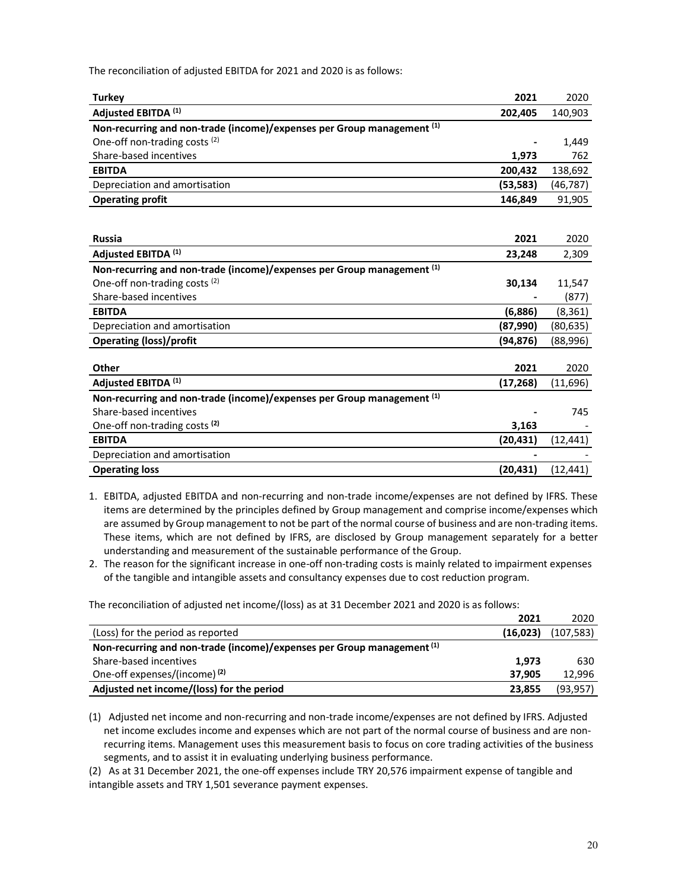The reconciliation of adjusted EBITDA for 2021 and 2020 is as follows:

| Turkey | 2021 | 2020 |
|---|---|---|
| **Adjusted EBITDA (1)** | **202,405** | 140,903 |
| **Non-recurring and non-trade (income)/expenses per Group management (1)** | | |
| One-off non-trading costs (2) | **-** | 1,449 |
| Share-based incentives | **1,973** | 762 |
| **EBITDA** | **200,432** | 138,692 |
| Depreciation and amortisation | **(53,583)** | (46,787) |
| **Operating profit** | **146,849** | 91,905 |

| Russia | 2021 | 2020 |
|---|---|---|
| **Adjusted EBITDA (1)** | **23,248** | 2,309 |
| **Non-recurring and non-trade (income)/expenses per Group management (1)** | | |
| One-off non-trading costs (2) | **30,134** | 11,547 |
| Share-based incentives | **-** | (877) |
| **EBITDA** | **(6,886)** | (8,361) |
| Depreciation and amortisation | **(87,990)** | (80,635) |
| **Operating (loss)/profit** | **(94,876)** | (88,996) |

| Other | 2021 | 2020 |
|---|---|---|
| **Adjusted EBITDA (1)** | **(17,268)** | (11,696) |
| **Non-recurring and non-trade (income)/expenses per Group management (1)** | | |
| Share-based incentives | **-** | 745 |
| One-off non-trading costs (2) | **3,163** | - |
| **EBITDA** | **(20,431)** | (12,441) |
| Depreciation and amortisation | **-** | - |
| **Operating loss** | **(20,431)** | (12,441) |

1. EBITDA, adjusted EBITDA and non-recurring and non-trade income/expenses are not defined by IFRS. These items are determined by the principles defined by Group management and comprise income/expenses which are assumed by Group management to not be part of the normal course of business and are non-trading items. These items, which are not defined by IFRS, are disclosed by Group management separately for a better understanding and measurement of the sustainable performance of the Group.
2. The reason for the significant increase in one-off non-trading costs is mainly related to impairment expenses of the tangible and intangible assets and consultancy expenses due to cost reduction program.

The reconciliation of adjusted net income/(loss) as at 31 December 2021 and 2020 is as follows:

| | 2021 | 2020 |
|---|---|---|
| (Loss) for the period as reported | **(16,023)** | (107,583) |
| **Non-recurring and non-trade (income)/expenses per Group management (1)** | | |
| Share-based incentives | **1,973** | 630 |
| One-off expenses/(income) (2) | **37,905** | 12,996 |
| **Adjusted net income/(loss) for the period** | **23,855** | (93,957) |

(1) Adjusted net income and non-recurring and non-trade income/expenses are not defined by IFRS. Adjusted net income excludes income and expenses which are not part of the normal course of business and are non-recurring items. Management uses this measurement basis to focus on core trading activities of the business segments, and to assist it in evaluating underlying business performance.

(2) As at 31 December 2021, the one-off expenses include TRY 20,576 impairment expense of tangible and intangible assets and TRY 1,501 severance payment expenses.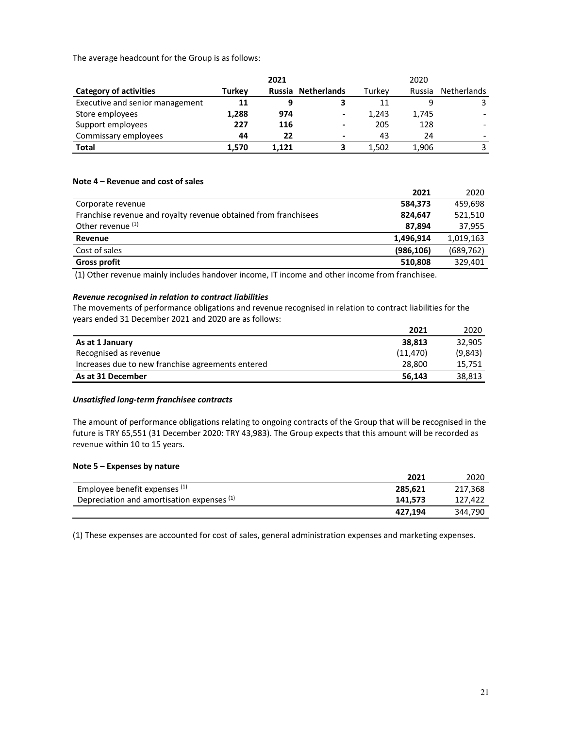The average headcount for the Group is as follows:

| | 2021 | | | 2020 | | |
|---|---|---|---|---|---|---|
| **Category of activities** | **Turkey** | **Russia** | **Netherlands** | Turkey | Russia | Netherlands |
| Executive and senior management | **11** | **9** | **3** | 11 | 9 | 3 |
| Store employees | **1,288** | **974** | **-** | 1,243 | 1,745 | - |
| Support employees | **227** | **116** | **-** | 205 | 128 | - |
| Commissary employees | **44** | **22** | **-** | 43 | 24 | - |
| **Total** | **1,570** | **1,121** | **3** | 1,502 | 1,906 | 3 |

#### Note 4 – Revenue and cost of sales

| | 2021 | 2020 |
|---|---|---|
| Corporate revenue | **584,373** | 459,698 |
| Franchise revenue and royalty revenue obtained from franchisees | **824,647** | 521,510 |
| Other revenue (1) | **87,894** | 37,955 |
| **Revenue** | **1,496,914** | 1,019,163 |
| Cost of sales | **(986,106)** | (689,762) |
| **Gross profit** | **510,808** | 329,401 |

(1) Other revenue mainly includes handover income, IT income and other income from franchisee.

***Revenue recognised in relation to contract liabilities***

The movements of performance obligations and revenue recognised in relation to contract liabilities for the years ended 31 December 2021 and 2020 are as follows:

| | 2021 | 2020 |
|---|---|---|
| **As at 1 January** | **38,813** | 32,905 |
| Recognised as revenue | (11,470) | (9,843) |
| Increases due to new franchise agreements entered | 28,800 | 15,751 |
| **As at 31 December** | **56,143** | 38,813 |

***Unsatisfied long-term franchisee contracts***

The amount of performance obligations relating to ongoing contracts of the Group that will be recognised in the future is TRY 65,551 (31 December 2020: TRY 43,983). The Group expects that this amount will be recorded as revenue within 10 to 15 years.

#### Note 5 – Expenses by nature

| | 2021 | 2020 |
|---|---|---|
| Employee benefit expenses (1) | **285,621** | 217,368 |
| Depreciation and amortisation expenses (1) | **141,573** | 127,422 |
| | **427,194** | 344,790 |

(1) These expenses are accounted for cost of sales, general administration expenses and marketing expenses.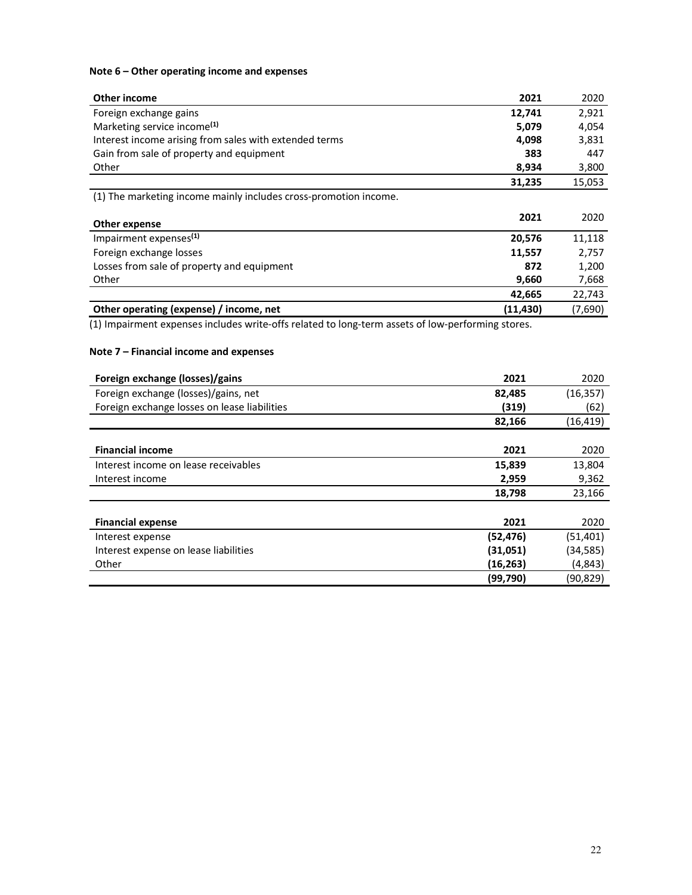**Note 6 – Other operating income and expenses**

| Other income | 2021 | 2020 |
|---|---|---|
| Foreign exchange gains | **12,741** | 2,921 |
| Marketing service income(1) | **5,079** | 4,054 |
| Interest income arising from sales with extended terms | **4,098** | 3,831 |
| Gain from sale of property and equipment | **383** | 447 |
| Other | **8,934** | 3,800 |
| | **31,235** | 15,053 |

(1) The marketing income mainly includes cross-promotion income.

| Other expense | 2021 | 2020 |
|---|---|---|
| Impairment expenses(1) | **20,576** | 11,118 |
| Foreign exchange losses | **11,557** | 2,757 |
| Losses from sale of property and equipment | **872** | 1,200 |
| Other | **9,660** | 7,668 |
| | **42,665** | 22,743 |
| **Other operating (expense) / income, net** | **(11,430)** | (7,690) |

(1) Impairment expenses includes write-offs related to long-term assets of low-performing stores.

**Note 7 – Financial income and expenses**

| Foreign exchange (losses)/gains | 2021 | 2020 |
|---|---|---|
| Foreign exchange (losses)/gains, net | **82,485** | (16,357) |
| Foreign exchange losses on lease liabilities | **(319)** | (62) |
| | **82,166** | (16,419) |

| Financial income | 2021 | 2020 |
|---|---|---|
| Interest income on lease receivables | **15,839** | 13,804 |
| Interest income | **2,959** | 9,362 |
| | **18,798** | 23,166 |

| Financial expense | 2021 | 2020 |
|---|---|---|
| Interest expense | **(52,476)** | (51,401) |
| Interest expense on lease liabilities | **(31,051)** | (34,585) |
| Other | **(16,263)** | (4,843) |
| | **(99,790)** | (90,829) |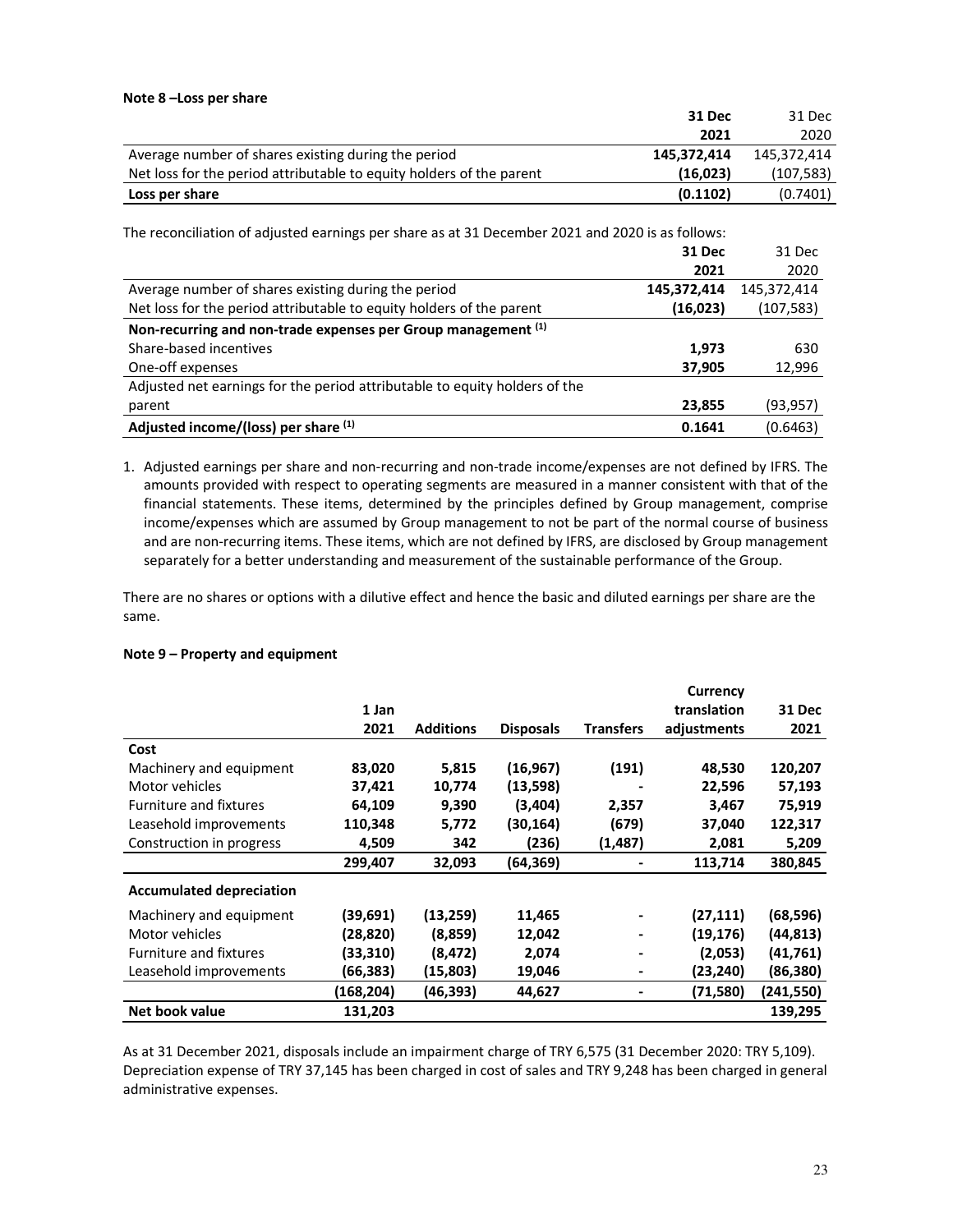**Note 8 –Loss per share**

| | **31 Dec 2021** | 31 Dec 2020 |
|---|---|---|
| Average number of shares existing during the period | **145,372,414** | 145,372,414 |
| Net loss for the period attributable to equity holders of the parent | **(16,023)** | (107,583) |
| **Loss per share** | **(0.1102)** | (0.7401) |

The reconciliation of adjusted earnings per share as at 31 December 2021 and 2020 is as follows:

| | **31 Dec 2021** | 31 Dec 2020 |
|---|---|---|
| Average number of shares existing during the period | **145,372,414** | 145,372,414 |
| Net loss for the period attributable to equity holders of the parent | **(16,023)** | (107,583) |
| **Non-recurring and non-trade expenses per Group management [(1)]** | | |
| Share-based incentives | **1,973** | 630 |
| One-off expenses | **37,905** | 12,996 |
| Adjusted net earnings for the period attributable to equity holders of the parent | **23,855** | (93,957) |
| **Adjusted income/(loss) per share [(1)]** | **0.1641** | (0.6463) |

1. Adjusted earnings per share and non-recurring and non-trade income/expenses are not defined by IFRS. The amounts provided with respect to operating segments are measured in a manner consistent with that of the financial statements. These items, determined by the principles defined by Group management, comprise income/expenses which are assumed by Group management to not be part of the normal course of business and are non-recurring items. These items, which are not defined by IFRS, are disclosed by Group management separately for a better understanding and measurement of the sustainable performance of the Group.

There are no shares or options with a dilutive effect and hence the basic and diluted earnings per share are the same.

**Note 9 – Property and equipment**

| | **1 Jan 2021** | **Additions** | **Disposals** | **Transfers** | **Currency translation adjustments** | **31 Dec 2021** |
|---|---|---|---|---|---|---|
| **Cost** | | | | | | |
| Machinery and equipment | **83,020** | **5,815** | **(16,967)** | **(191)** | **48,530** | **120,207** |
| Motor vehicles | **37,421** | **10,774** | **(13,598)** | **-** | **22,596** | **57,193** |
| Furniture and fixtures | **64,109** | **9,390** | **(3,404)** | **2,357** | **3,467** | **75,919** |
| Leasehold improvements | **110,348** | **5,772** | **(30,164)** | **(679)** | **37,040** | **122,317** |
| Construction in progress | **4,509** | **342** | **(236)** | **(1,487)** | **2,081** | **5,209** |
| | **299,407** | **32,093** | **(64,369)** | **-** | **113,714** | **380,845** |
| **Accumulated depreciation** | | | | | | |
| Machinery and equipment | **(39,691)** | **(13,259)** | **11,465** | **-** | **(27,111)** | **(68,596)** |
| Motor vehicles | **(28,820)** | **(8,859)** | **12,042** | **-** | **(19,176)** | **(44,813)** |
| Furniture and fixtures | **(33,310)** | **(8,472)** | **2,074** | **-** | **(2,053)** | **(41,761)** |
| Leasehold improvements | **(66,383)** | **(15,803)** | **19,046** | **-** | **(23,240)** | **(86,380)** |
| | **(168,204)** | **(46,393)** | **44,627** | **-** | **(71,580)** | **(241,550)** |
| **Net book value** | **131,203** | | | | | **139,295** |

As at 31 December 2021, disposals include an impairment charge of TRY 6,575 (31 December 2020: TRY 5,109). Depreciation expense of TRY 37,145 has been charged in cost of sales and TRY 9,248 has been charged in general administrative expenses.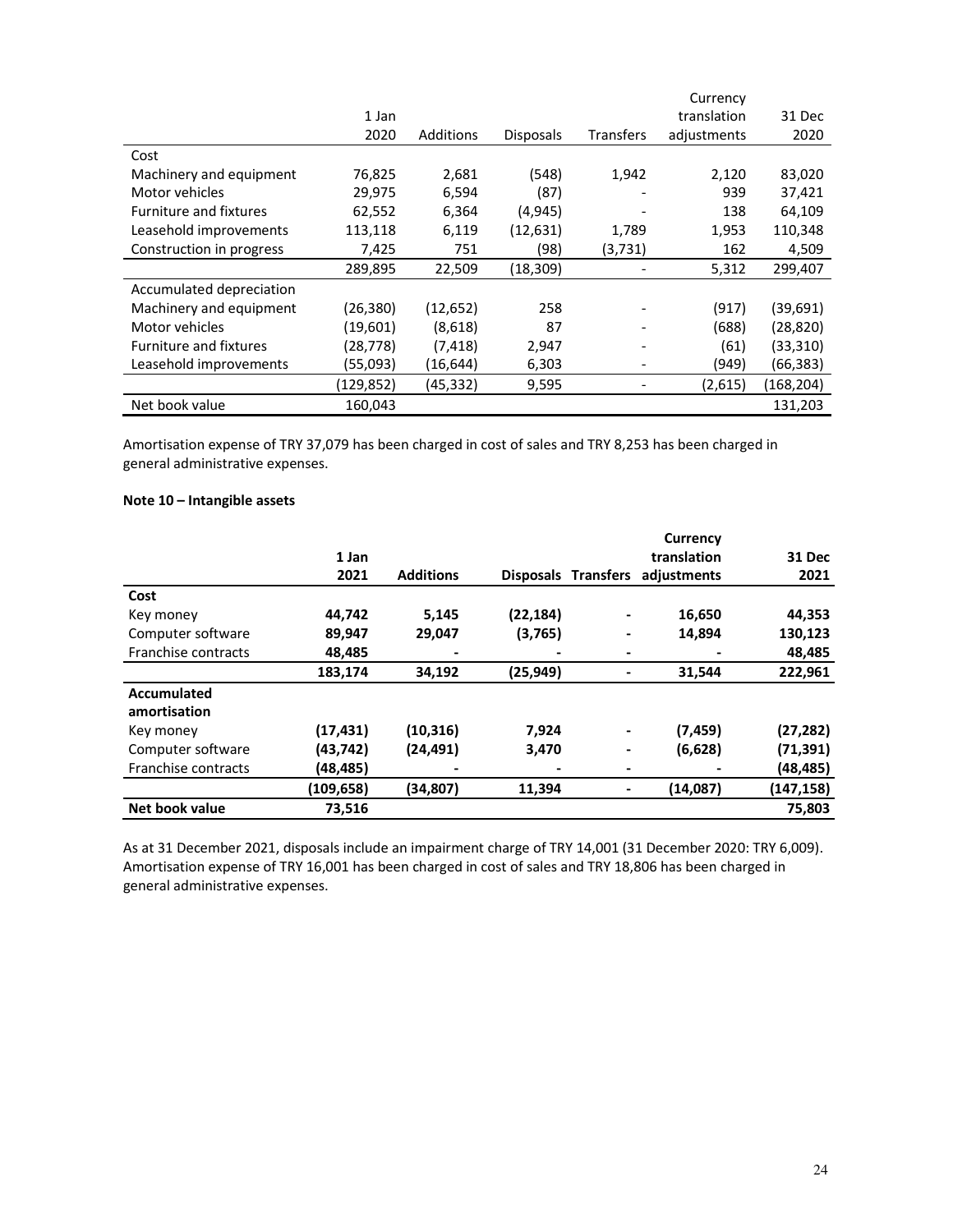|  | 1 Jan 2020 | Additions | Disposals | Transfers | Currency translation adjustments | 31 Dec 2020 |
|---|---|---|---|---|---|---|
| Cost |  |  |  |  |  |  |
| Machinery and equipment | 76,825 | 2,681 | (548) | 1,942 | 2,120 | 83,020 |
| Motor vehicles | 29,975 | 6,594 | (87) | - | 939 | 37,421 |
| Furniture and fixtures | 62,552 | 6,364 | (4,945) | - | 138 | 64,109 |
| Leasehold improvements | 113,118 | 6,119 | (12,631) | 1,789 | 1,953 | 110,348 |
| Construction in progress | 7,425 | 751 | (98) | (3,731) | 162 | 4,509 |
|  | 289,895 | 22,509 | (18,309) | - | 5,312 | 299,407 |
| Accumulated depreciation |  |  |  |  |  |  |
| Machinery and equipment | (26,380) | (12,652) | 258 | - | (917) | (39,691) |
| Motor vehicles | (19,601) | (8,618) | 87 | - | (688) | (28,820) |
| Furniture and fixtures | (28,778) | (7,418) | 2,947 | - | (61) | (33,310) |
| Leasehold improvements | (55,093) | (16,644) | 6,303 | - | (949) | (66,383) |
|  | (129,852) | (45,332) | 9,595 | - | (2,615) | (168,204) |
| Net book value | 160,043 |  |  |  |  | 131,203 |

Amortisation expense of TRY 37,079 has been charged in cost of sales and TRY 8,253 has been charged in general administrative expenses.

**Note 10 – Intangible assets**

|  | **1 Jan 2021** | **Additions** | **Disposals** | **Transfers** | **Currency translation adjustments** | **31 Dec 2021** |
|---|---|---|---|---|---|---|
| **Cost** |  |  |  |  |  |  |
| Key money | **44,742** | **5,145** | **(22,184)** | **-** | **16,650** | **44,353** |
| Computer software | **89,947** | **29,047** | **(3,765)** | **-** | **14,894** | **130,123** |
| Franchise contracts | **48,485** | **-** | **-** | **-** | **-** | **48,485** |
|  | **183,174** | **34,192** | **(25,949)** | **-** | **31,544** | **222,961** |
| **Accumulated amortisation** |  |  |  |  |  |  |
| Key money | **(17,431)** | **(10,316)** | **7,924** | **-** | **(7,459)** | **(27,282)** |
| Computer software | **(43,742)** | **(24,491)** | **3,470** | **-** | **(6,628)** | **(71,391)** |
| Franchise contracts | **(48,485)** | **-** | **-** | **-** | **-** | **(48,485)** |
|  | **(109,658)** | **(34,807)** | **11,394** | **-** | **(14,087)** | **(147,158)** |
| **Net book value** | **73,516** |  |  |  |  | **75,803** |

As at 31 December 2021, disposals include an impairment charge of TRY 14,001 (31 December 2020: TRY 6,009). Amortisation expense of TRY 16,001 has been charged in cost of sales and TRY 18,806 has been charged in general administrative expenses.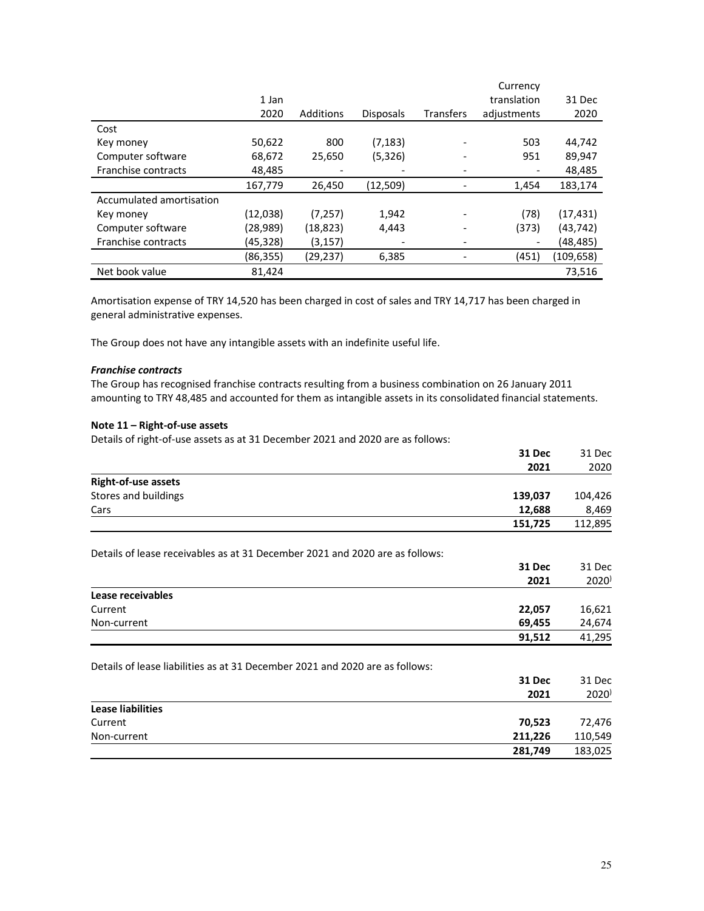| | 1 Jan 2020 | Additions | Disposals | Transfers | Currency translation adjustments | 31 Dec 2020 |
|---|---|---|---|---|---|---|
| Cost | | | | | | |
| Key money | 50,622 | 800 | (7,183) | - | 503 | 44,742 |
| Computer software | 68,672 | 25,650 | (5,326) | - | 951 | 89,947 |
| Franchise contracts | 48,485 | - | - | - | - | 48,485 |
| | 167,779 | 26,450 | (12,509) | - | 1,454 | 183,174 |
| Accumulated amortisation | | | | | | |
| Key money | (12,038) | (7,257) | 1,942 | - | (78) | (17,431) |
| Computer software | (28,989) | (18,823) | 4,443 | - | (373) | (43,742) |
| Franchise contracts | (45,328) | (3,157) | - | - | - | (48,485) |
| | (86,355) | (29,237) | 6,385 | - | (451) | (109,658) |
| Net book value | 81,424 | | | | | 73,516 |

Amortisation expense of TRY 14,520 has been charged in cost of sales and TRY 14,717 has been charged in general administrative expenses.

The Group does not have any intangible assets with an indefinite useful life.

***Franchise contracts***

The Group has recognised franchise contracts resulting from a business combination on 26 January 2011 amounting to TRY 48,485 and accounted for them as intangible assets in its consolidated financial statements.

**Note 11 – Right-of-use assets**

Details of right-of-use assets as at 31 December 2021 and 2020 are as follows:

| | **31 Dec 2021** | 31 Dec 2020 |
|---|---|---|
| **Right-of-use assets** | | |
| Stores and buildings | **139,037** | 104,426 |
| Cars | **12,688** | 8,469 |
| | **151,725** | 112,895 |

Details of lease receivables as at 31 December 2021 and 2020 are as follows:

| | **31 Dec 2021** | 31 Dec 2020) |
|---|---|---|
| **Lease receivables** | | |
| Current | **22,057** | 16,621 |
| Non-current | **69,455** | 24,674 |
| | **91,512** | 41,295 |

Details of lease liabilities as at 31 December 2021 and 2020 are as follows:

| | **31 Dec 2021** | 31 Dec 2020) |
|---|---|---|
| **Lease liabilities** | | |
| Current | **70,523** | 72,476 |
| Non-current | **211,226** | 110,549 |
| | **281,749** | 183,025 |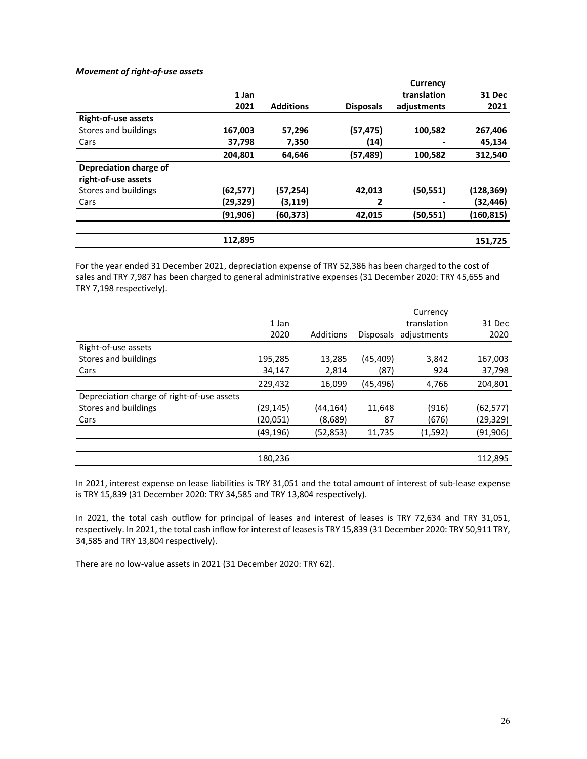***Movement of right-of-use assets***

| | **1 Jan 2021** | **Additions** | **Disposals** | **Currency translation adjustments** | **31 Dec 2021** |
|---|---|---|---|---|---|
| **Right-of-use assets** | | | | | |
| Stores and buildings | **167,003** | **57,296** | **(57,475)** | **100,582** | **267,406** |
| Cars | **37,798** | **7,350** | **(14)** | **-** | **45,134** |
| | **204,801** | **64,646** | **(57,489)** | **100,582** | **312,540** |
| **Depreciation charge of right-of-use assets** | | | | | |
| Stores and buildings | **(62,577)** | **(57,254)** | **42,013** | **(50,551)** | **(128,369)** |
| Cars | **(29,329)** | **(3,119)** | **2** | **-** | **(32,446)** |
| | **(91,906)** | **(60,373)** | **42,015** | **(50,551)** | **(160,815)** |
| | **112,895** | | | | **151,725** |

For the year ended 31 December 2021, depreciation expense of TRY 52,386 has been charged to the cost of sales and TRY 7,987 has been charged to general administrative expenses (31 December 2020: TRY 45,655 and TRY 7,198 respectively).

| | 1 Jan 2020 | Additions | Disposals | Currency translation adjustments | 31 Dec 2020 |
|---|---|---|---|---|---|
| Right-of-use assets | | | | | |
| Stores and buildings | 195,285 | 13,285 | (45,409) | 3,842 | 167,003 |
| Cars | 34,147 | 2,814 | (87) | 924 | 37,798 |
| | 229,432 | 16,099 | (45,496) | 4,766 | 204,801 |
| Depreciation charge of right-of-use assets | | | | | |
| Stores and buildings | (29,145) | (44,164) | 11,648 | (916) | (62,577) |
| Cars | (20,051) | (8,689) | 87 | (676) | (29,329) |
| | (49,196) | (52,853) | 11,735 | (1,592) | (91,906) |
| | 180,236 | | | | 112,895 |

In 2021, interest expense on lease liabilities is TRY 31,051 and the total amount of interest of sub-lease expense is TRY 15,839 (31 December 2020: TRY 34,585 and TRY 13,804 respectively).

In 2021, the total cash outflow for principal of leases and interest of leases is TRY 72,634 and TRY 31,051, respectively. In 2021, the total cash inflow for interest of leases is TRY 15,839 (31 December 2020: TRY 50,911 TRY, 34,585 and TRY 13,804 respectively).

There are no low-value assets in 2021 (31 December 2020: TRY 62).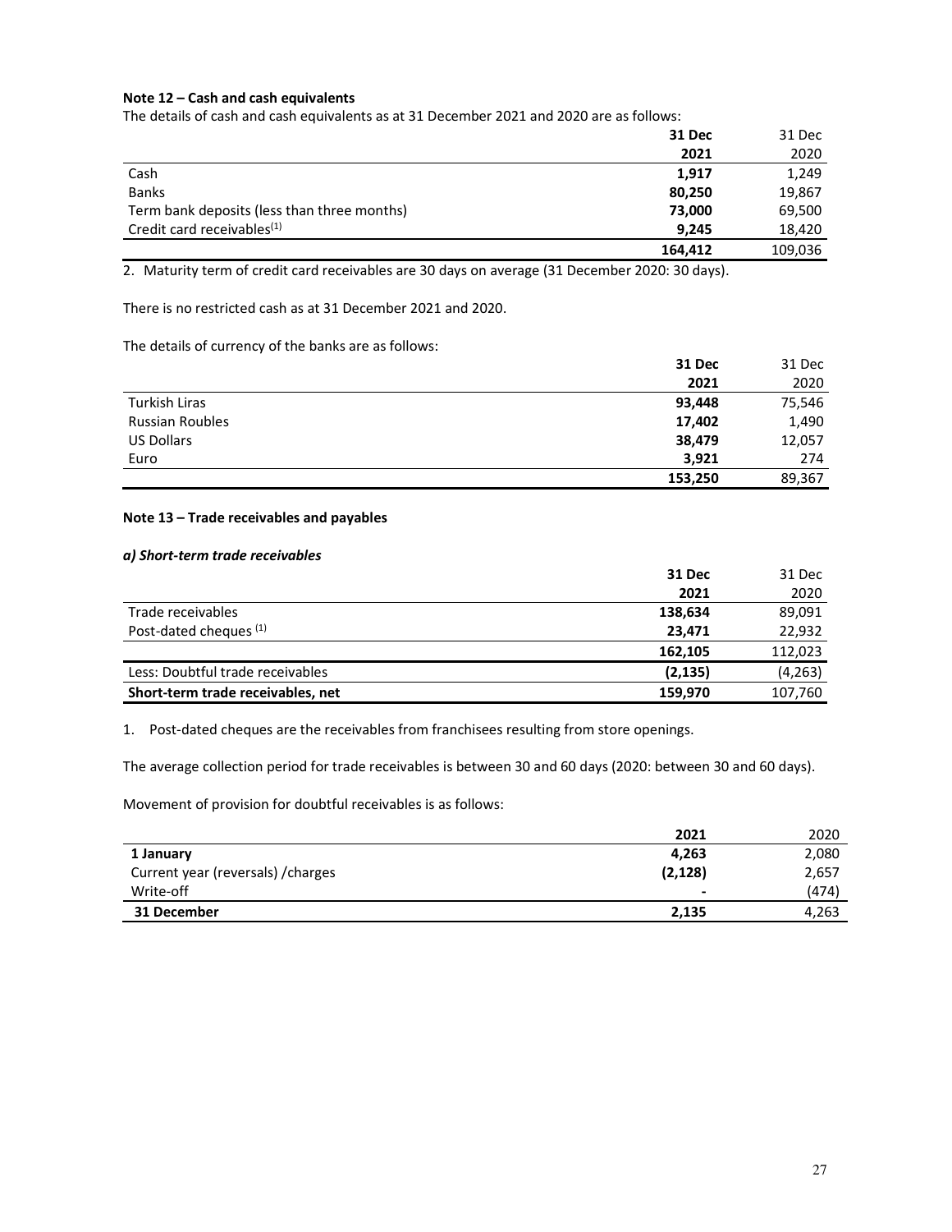**Note 12 – Cash and cash equivalents**

The details of cash and cash equivalents as at 31 December 2021 and 2020 are as follows:

| | **31 Dec 2021** | 31 Dec 2020 |
|---|---|---|
| Cash | **1,917** | 1,249 |
| Banks | **80,250** | 19,867 |
| Term bank deposits (less than three months) | **73,000** | 69,500 |
| Credit card receivables[1] | **9,245** | 18,420 |
| | **164,412** | 109,036 |

2. Maturity term of credit card receivables are 30 days on average (31 December 2020: 30 days).

There is no restricted cash as at 31 December 2021 and 2020.

The details of currency of the banks are as follows:

| | **31 Dec 2021** | 31 Dec 2020 |
|---|---|---|
| Turkish Liras | **93,448** | 75,546 |
| Russian Roubles | **17,402** | 1,490 |
| US Dollars | **38,479** | 12,057 |
| Euro | **3,921** | 274 |
| | **153,250** | 89,367 |

**Note 13 – Trade receivables and payables**

***a) Short-term trade receivables***

| | **31 Dec 2021** | 31 Dec 2020 |
|---|---|---|
| Trade receivables | **138,634** | 89,091 |
| Post-dated cheques [1] | **23,471** | 22,932 |
| | **162,105** | 112,023 |
| Less: Doubtful trade receivables | **(2,135)** | (4,263) |
| **Short-term trade receivables, net** | **159,970** | 107,760 |

1. Post-dated cheques are the receivables from franchisees resulting from store openings.

The average collection period for trade receivables is between 30 and 60 days (2020: between 30 and 60 days).

Movement of provision for doubtful receivables is as follows:

| | **2021** | 2020 |
|---|---|---|
| **1 January** | **4,263** | 2,080 |
| Current year (reversals) /charges | **(2,128)** | 2,657 |
| Write-off | **-** | (474) |
| **31 December** | **2,135** | 4,263 |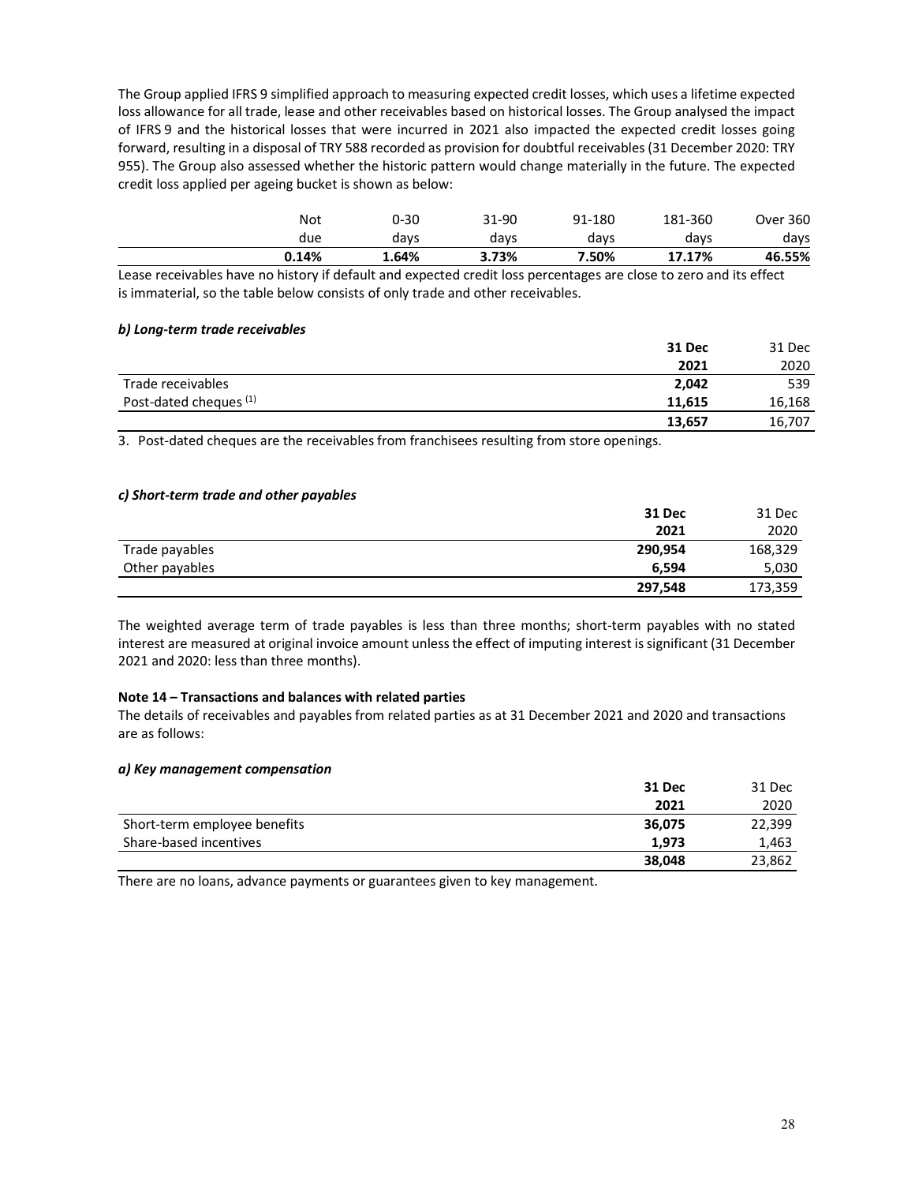The Group applied IFRS 9 simplified approach to measuring expected credit losses, which uses a lifetime expected loss allowance for all trade, lease and other receivables based on historical losses. The Group analysed the impact of IFRS 9 and the historical losses that were incurred in 2021 also impacted the expected credit losses going forward, resulting in a disposal of TRY 588 recorded as provision for doubtful receivables (31 December 2020: TRY 955). The Group also assessed whether the historic pattern would change materially in the future. The expected credit loss applied per ageing bucket is shown as below:

| Not due | 0-30 days | 31-90 days | 91-180 days | 181-360 days | Over 360 days |
|---|---|---|---|---|---|
| **0.14%** | **1.64%** | **3.73%** | **7.50%** | **17.17%** | **46.55%** |

Lease receivables have no history if default and expected credit loss percentages are close to zero and its effect is immaterial, so the table below consists of only trade and other receivables.

#### *b) Long-term trade receivables*

| | **31 Dec 2021** | 31 Dec 2020 |
|---|---|---|
| Trade receivables | **2,042** | 539 |
| Post-dated cheques [1] | **11,615** | 16,168 |
| | **13,657** | 16,707 |

3. Post-dated cheques are the receivables from franchisees resulting from store openings.

#### *c) Short-term trade and other payables*

| | **31 Dec 2021** | 31 Dec 2020 |
|---|---|---|
| Trade payables | **290,954** | 168,329 |
| Other payables | **6,594** | 5,030 |
| | **297,548** | 173,359 |

The weighted average term of trade payables is less than three months; short-term payables with no stated interest are measured at original invoice amount unless the effect of imputing interest is significant (31 December 2021 and 2020: less than three months).

#### Note 14 – Transactions and balances with related parties

The details of receivables and payables from related parties as at 31 December 2021 and 2020 and transactions are as follows:

#### *a) Key management compensation*

| | **31 Dec 2021** | 31 Dec 2020 |
|---|---|---|
| Short-term employee benefits | **36,075** | 22,399 |
| Share-based incentives | **1,973** | 1,463 |
| | **38,048** | 23,862 |

There are no loans, advance payments or guarantees given to key management.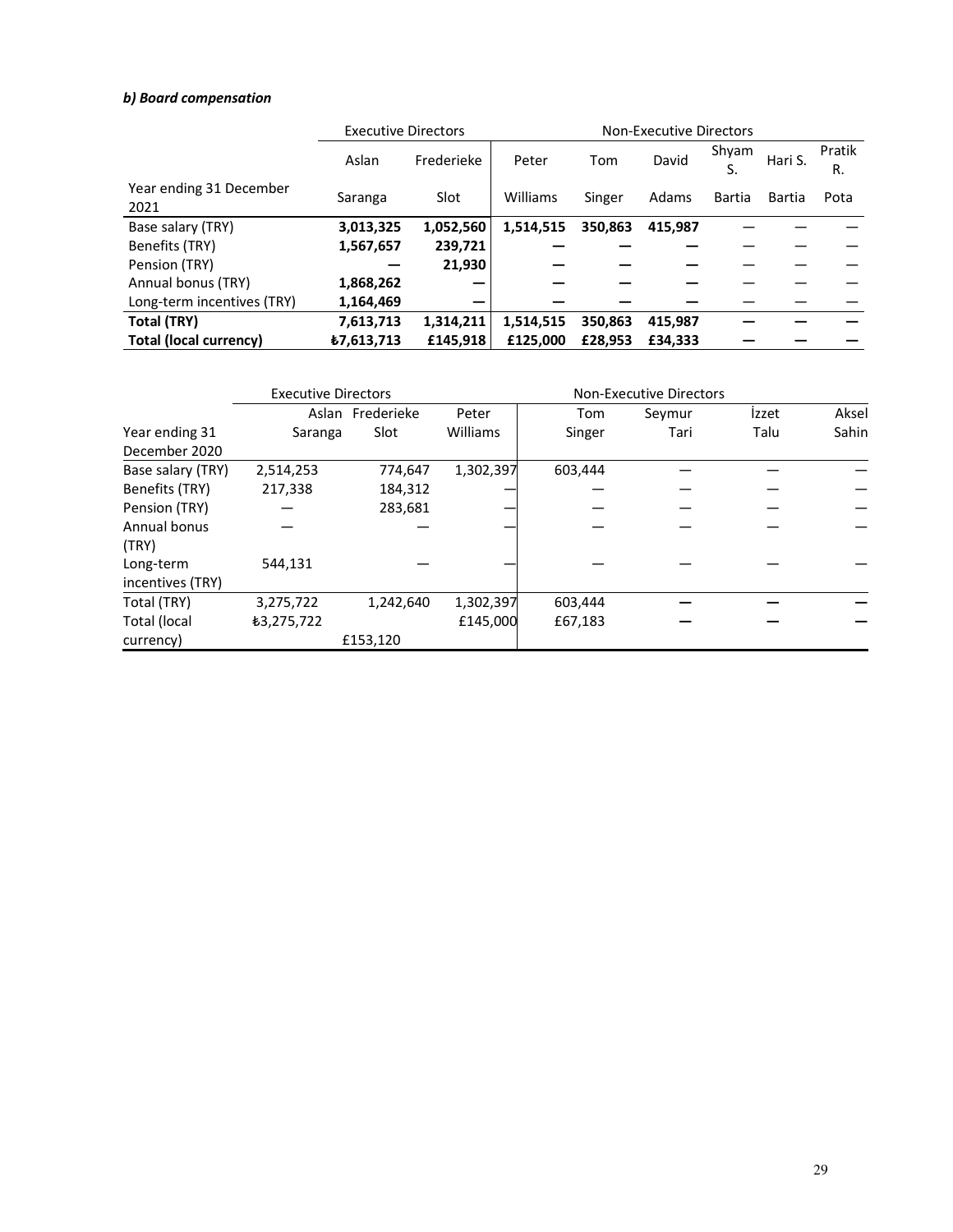***b) Board compensation***

| | Executive Directors | | Non-Executive Directors | | | | | |
|---|---|---|---|---|---|---|---|---|
| | Aslan | Frederieke | Peter | Tom | David | Shyam S. | Hari S. | Pratik R. |
| Year ending 31 December 2021 | Saranga | Slot | Williams | Singer | Adams | Bartia | Bartia | Pota |
| Base salary (TRY) | **3,013,325** | **1,052,560** | **1,514,515** | **350,863** | **415,987** | — | — | — |
| Benefits (TRY) | **1,567,657** | **239,721** | **—** | **—** | **—** | — | — | — |
| Pension (TRY) | **—** | **21,930** | **—** | **—** | **—** | — | — | — |
| Annual bonus (TRY) | **1,868,262** | **—** | **—** | **—** | **—** | — | — | — |
| Long-term incentives (TRY) | **1,164,469** | **—** | **—** | **—** | **—** | — | — | — |
| **Total (TRY)** | **7,613,713** | **1,314,211** | **1,514,515** | **350,863** | **415,987** | **—** | **—** | **—** |
| **Total (local currency)** | **₺7,613,713** | **£145,918** | **£125,000** | **£28,953** | **£34,333** | **—** | **—** | **—** |

| | Executive Directors | | Non-Executive Directors | | | | |
|---|---|---|---|---|---|---|---|
| | Aslan | Frederieke | Peter | Tom | Seymur | İzzet | Aksel |
| Year ending 31 December 2020 | Saranga | Slot | Williams | Singer | Tari | Talu | Sahin |
| Base salary (TRY) | 2,514,253 | 774,647 | 1,302,397 | 603,444 | — | — | — |
| Benefits (TRY) | 217,338 | 184,312 | — | — | — | — | — |
| Pension (TRY) | — | 283,681 | — | — | — | — | — |
| Annual bonus (TRY) | — | — | — | — | — | — | — |
| Long-term incentives (TRY) | 544,131 | — | — | — | — | — | — |
| Total (TRY) | 3,275,722 | 1,242,640 | 1,302,397 | 603,444 | **—** | **—** | **—** |
| Total (local currency) | ₺3,275,722 | £153,120 | £145,000 | £67,183 | **—** | **—** | **—** |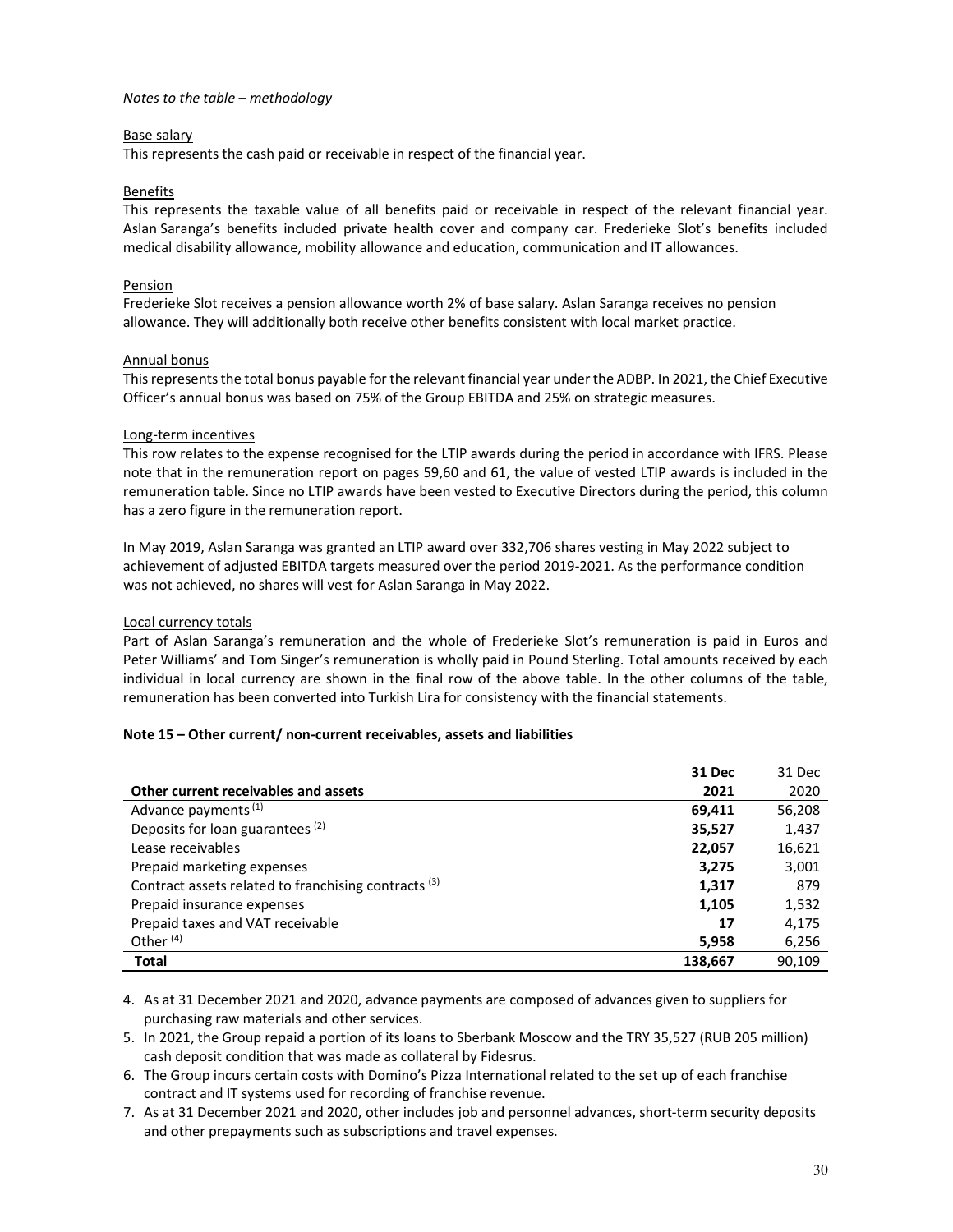*Notes to the table – methodology*

Base salary

This represents the cash paid or receivable in respect of the financial year.

Benefits

This represents the taxable value of all benefits paid or receivable in respect of the relevant financial year. Aslan Saranga's benefits included private health cover and company car. Frederieke Slot's benefits included medical disability allowance, mobility allowance and education, communication and IT allowances.

Pension

Frederieke Slot receives a pension allowance worth 2% of base salary. Aslan Saranga receives no pension allowance. They will additionally both receive other benefits consistent with local market practice.

Annual bonus

This represents the total bonus payable for the relevant financial year under the ADBP. In 2021, the Chief Executive Officer's annual bonus was based on 75% of the Group EBITDA and 25% on strategic measures.

Long-term incentives

This row relates to the expense recognised for the LTIP awards during the period in accordance with IFRS. Please note that in the remuneration report on pages 59,60 and 61, the value of vested LTIP awards is included in the remuneration table. Since no LTIP awards have been vested to Executive Directors during the period, this column has a zero figure in the remuneration report.

In May 2019, Aslan Saranga was granted an LTIP award over 332,706 shares vesting in May 2022 subject to achievement of adjusted EBITDA targets measured over the period 2019-2021. As the performance condition was not achieved, no shares will vest for Aslan Saranga in May 2022.

Local currency totals

Part of Aslan Saranga's remuneration and the whole of Frederieke Slot's remuneration is paid in Euros and Peter Williams' and Tom Singer's remuneration is wholly paid in Pound Sterling. Total amounts received by each individual in local currency are shown in the final row of the above table. In the other columns of the table, remuneration has been converted into Turkish Lira for consistency with the financial statements.

**Note 15 – Other current/ non-current receivables, assets and liabilities**

| **Other current receivables and assets** | **31 Dec 2021** | 31 Dec 2020 |
|---|---|---|
| Advance payments [(1)] | **69,411** | 56,208 |
| Deposits for loan guarantees [(2)] | **35,527** | 1,437 |
| Lease receivables | **22,057** | 16,621 |
| Prepaid marketing expenses | **3,275** | 3,001 |
| Contract assets related to franchising contracts [(3)] | **1,317** | 879 |
| Prepaid insurance expenses | **1,105** | 1,532 |
| Prepaid taxes and VAT receivable | **17** | 4,175 |
| Other [(4)] | **5,958** | 6,256 |
| **Total** | **138,667** | 90,109 |

4. As at 31 December 2021 and 2020, advance payments are composed of advances given to suppliers for purchasing raw materials and other services.
5. In 2021, the Group repaid a portion of its loans to Sberbank Moscow and the TRY 35,527 (RUB 205 million) cash deposit condition that was made as collateral by Fidesrus.
6. The Group incurs certain costs with Domino's Pizza International related to the set up of each franchise contract and IT systems used for recording of franchise revenue.
7. As at 31 December 2021 and 2020, other includes job and personnel advances, short-term security deposits and other prepayments such as subscriptions and travel expenses.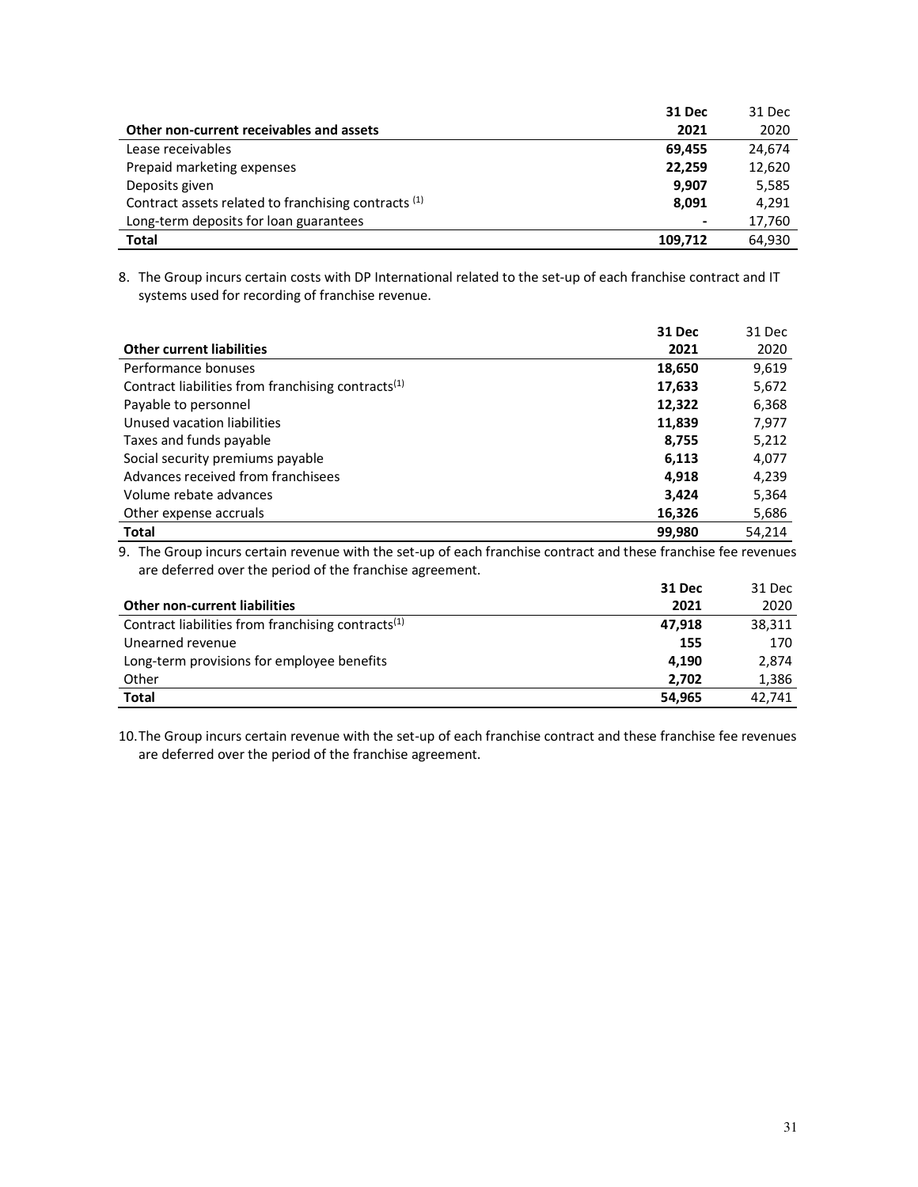| Other non-current receivables and assets | 31 Dec 2021 | 31 Dec 2020 |
|---|---|---|
| Lease receivables | **69,455** | 24,674 |
| Prepaid marketing expenses | **22,259** | 12,620 |
| Deposits given | **9,907** | 5,585 |
| Contract assets related to franchising contracts (1) | **8,091** | 4,291 |
| Long-term deposits for loan guarantees | **-** | 17,760 |
| **Total** | **109,712** | 64,930 |

8. The Group incurs certain costs with DP International related to the set-up of each franchise contract and IT systems used for recording of franchise revenue.

| Other current liabilities | 31 Dec 2021 | 31 Dec 2020 |
|---|---|---|
| Performance bonuses | **18,650** | 9,619 |
| Contract liabilities from franchising contracts(1) | **17,633** | 5,672 |
| Payable to personnel | **12,322** | 6,368 |
| Unused vacation liabilities | **11,839** | 7,977 |
| Taxes and funds payable | **8,755** | 5,212 |
| Social security premiums payable | **6,113** | 4,077 |
| Advances received from franchisees | **4,918** | 4,239 |
| Volume rebate advances | **3,424** | 5,364 |
| Other expense accruals | **16,326** | 5,686 |
| **Total** | **99,980** | 54,214 |

9. The Group incurs certain revenue with the set-up of each franchise contract and these franchise fee revenues are deferred over the period of the franchise agreement.

| Other non-current liabilities | 31 Dec 2021 | 31 Dec 2020 |
|---|---|---|
| Contract liabilities from franchising contracts(1) | **47,918** | 38,311 |
| Unearned revenue | **155** | 170 |
| Long-term provisions for employee benefits | **4,190** | 2,874 |
| Other | **2,702** | 1,386 |
| **Total** | **54,965** | 42,741 |

10. The Group incurs certain revenue with the set-up of each franchise contract and these franchise fee revenues are deferred over the period of the franchise agreement.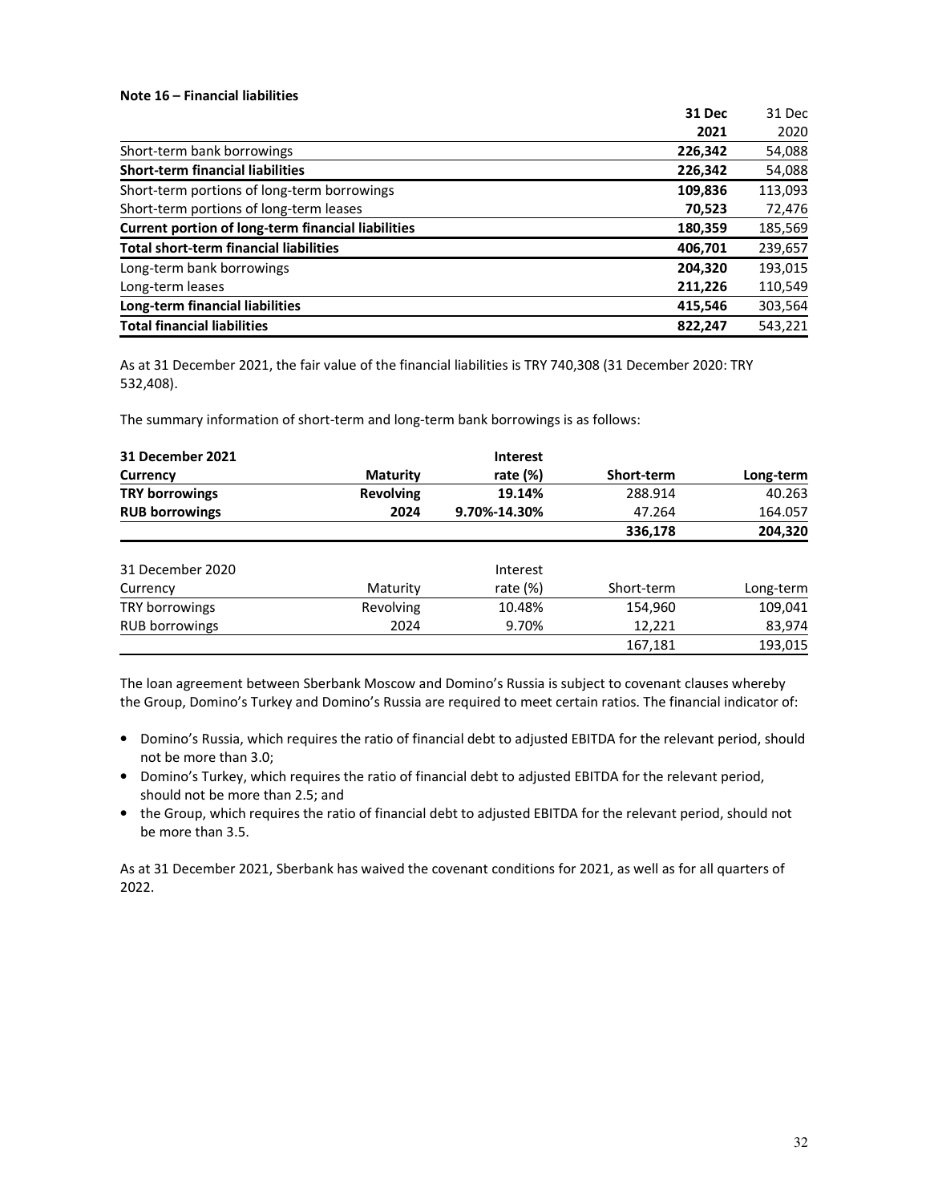**Note 16 – Financial liabilities**

| | 31 Dec 2021 | 31 Dec 2020 |
|---|---|---|
| Short-term bank borrowings | **226,342** | 54,088 |
| **Short-term financial liabilities** | **226,342** | 54,088 |
| Short-term portions of long-term borrowings | **109,836** | 113,093 |
| Short-term portions of long-term leases | **70,523** | 72,476 |
| **Current portion of long-term financial liabilities** | **180,359** | 185,569 |
| **Total short-term financial liabilities** | **406,701** | 239,657 |
| Long-term bank borrowings | **204,320** | 193,015 |
| Long-term leases | **211,226** | 110,549 |
| **Long-term financial liabilities** | **415,546** | 303,564 |
| **Total financial liabilities** | **822,247** | 543,221 |

As at 31 December 2021, the fair value of the financial liabilities is TRY 740,308 (31 December 2020: TRY 532,408).

The summary information of short-term and long-term bank borrowings is as follows:

| **31 December 2021**<br>**Currency** | **Maturity** | **Interest rate (%)** | **Short-term** | **Long-term** |
|---|---|---|---|---|
| **TRY borrowings** | **Revolving** | **19.14%** | 288.914 | 40.263 |
| **RUB borrowings** | **2024** | **9.70%-14.30%** | 47.264 | 164.057 |
| | | | **336,178** | **204,320** |

| 31 December 2020<br>Currency | Maturity | Interest rate (%) | Short-term | Long-term |
|---|---|---|---|---|
| TRY borrowings | Revolving | 10.48% | 154,960 | 109,041 |
| RUB borrowings | 2024 | 9.70% | 12,221 | 83,974 |
| | | | 167,181 | 193,015 |

The loan agreement between Sberbank Moscow and Domino's Russia is subject to covenant clauses whereby the Group, Domino's Turkey and Domino's Russia are required to meet certain ratios. The financial indicator of:

- Domino's Russia, which requires the ratio of financial debt to adjusted EBITDA for the relevant period, should not be more than 3.0;
- Domino's Turkey, which requires the ratio of financial debt to adjusted EBITDA for the relevant period, should not be more than 2.5; and
- the Group, which requires the ratio of financial debt to adjusted EBITDA for the relevant period, should not be more than 3.5.

As at 31 December 2021, Sberbank has waived the covenant conditions for 2021, as well as for all quarters of 2022.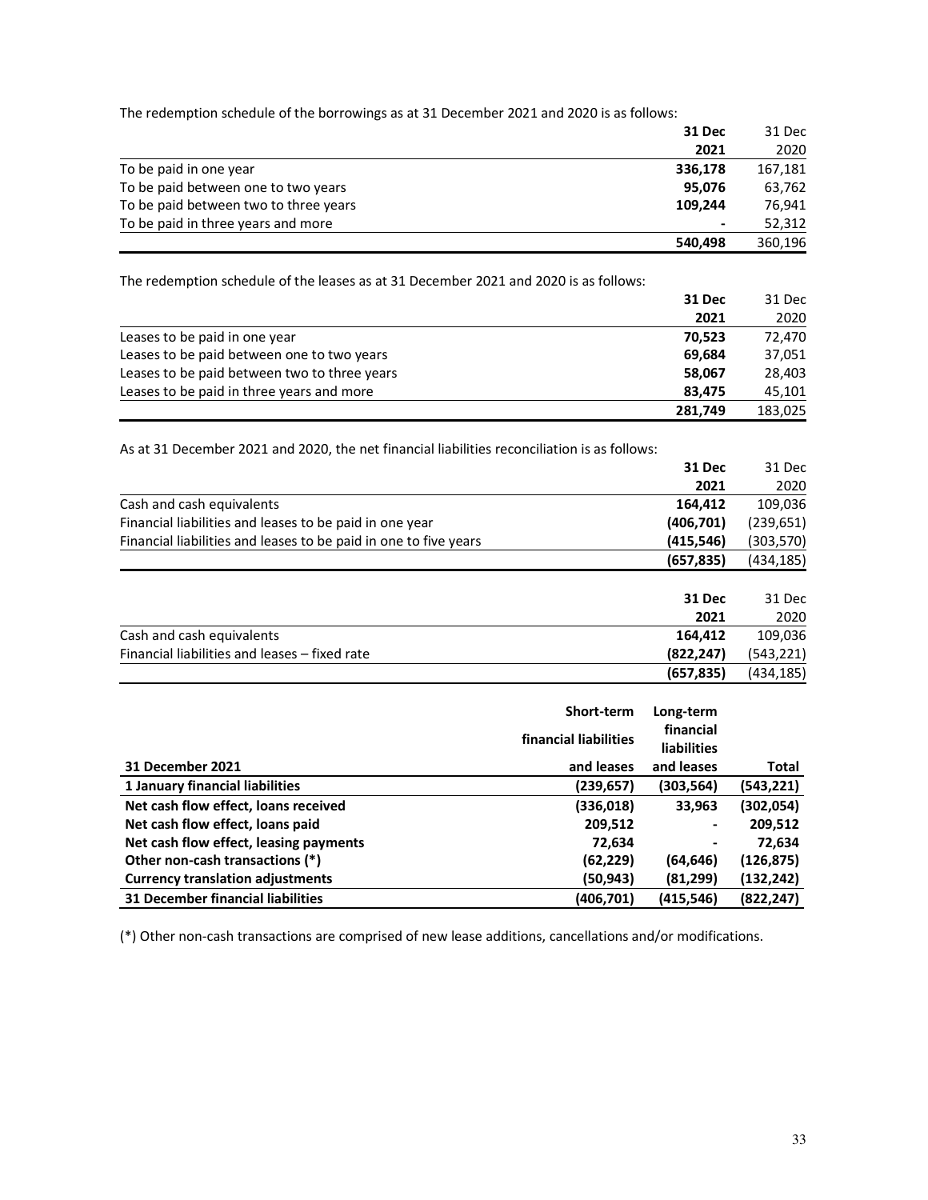The redemption schedule of the borrowings as at 31 December 2021 and 2020 is as follows:

| | **31 Dec 2021** | 31 Dec 2020 |
|---|---|---|
| To be paid in one year | **336,178** | 167,181 |
| To be paid between one to two years | **95,076** | 63,762 |
| To be paid between two to three years | **109,244** | 76,941 |
| To be paid in three years and more | **-** | 52,312 |
| | **540,498** | 360,196 |

The redemption schedule of the leases as at 31 December 2021 and 2020 is as follows:

| | **31 Dec 2021** | 31 Dec 2020 |
|---|---|---|
| Leases to be paid in one year | **70,523** | 72,470 |
| Leases to be paid between one to two years | **69,684** | 37,051 |
| Leases to be paid between two to three years | **58,067** | 28,403 |
| Leases to be paid in three years and more | **83,475** | 45,101 |
| | **281,749** | 183,025 |

As at 31 December 2021 and 2020, the net financial liabilities reconciliation is as follows:

| | **31 Dec 2021** | 31 Dec 2020 |
|---|---|---|
| Cash and cash equivalents | **164,412** | 109,036 |
| Financial liabilities and leases to be paid in one year | **(406,701)** | (239,651) |
| Financial liabilities and leases to be paid in one to five years | **(415,546)** | (303,570) |
| | **(657,835)** | (434,185) |

| | **31 Dec 2021** | 31 Dec 2020 |
|---|---|---|
| Cash and cash equivalents | **164,412** | 109,036 |
| Financial liabilities and leases – fixed rate | **(822,247)** | (543,221) |
| | **(657,835)** | (434,185) |

| **31 December 2021** | **Short-term financial liabilities and leases** | **Long-term financial liabilities and leases** | **Total** |
|---|---|---|---|
| **1 January financial liabilities** | **(239,657)** | **(303,564)** | **(543,221)** |
| **Net cash flow effect, loans received** | **(336,018)** | **33,963** | **(302,054)** |
| **Net cash flow effect, loans paid** | **209,512** | **-** | **209,512** |
| **Net cash flow effect, leasing payments** | **72,634** | **-** | **72,634** |
| **Other non-cash transactions (*)** | **(62,229)** | **(64,646)** | **(126,875)** |
| **Currency translation adjustments** | **(50,943)** | **(81,299)** | **(132,242)** |
| **31 December financial liabilities** | **(406,701)** | **(415,546)** | **(822,247)** |

(*) Other non-cash transactions are comprised of new lease additions, cancellations and/or modifications.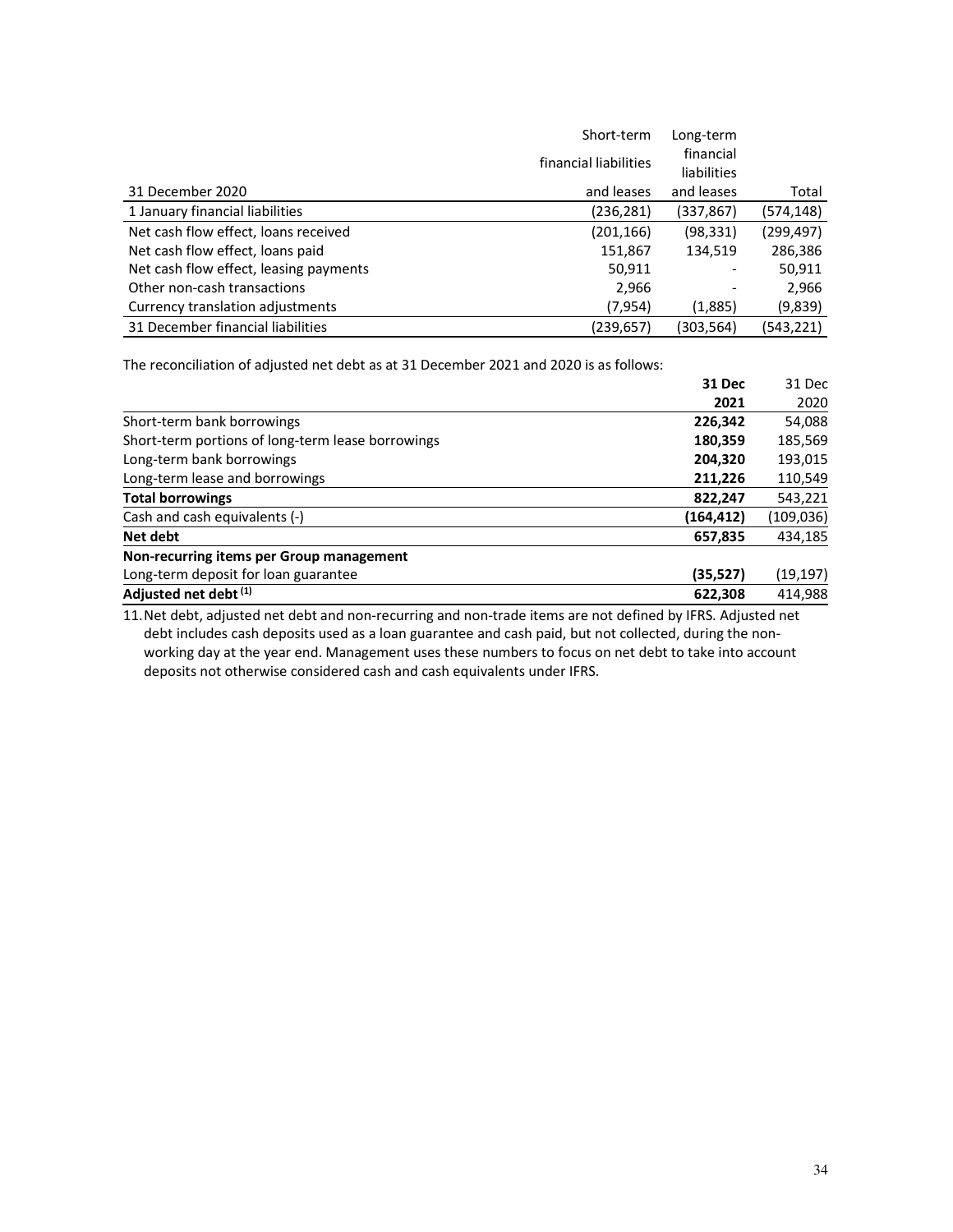| 31 December 2020 | Short-term financial liabilities and leases | Long-term financial liabilities and leases | Total |
|---|---|---|---|
| 1 January financial liabilities | (236,281) | (337,867) | (574,148) |
| Net cash flow effect, loans received | (201,166) | (98,331) | (299,497) |
| Net cash flow effect, loans paid | 151,867 | 134,519 | 286,386 |
| Net cash flow effect, leasing payments | 50,911 | - | 50,911 |
| Other non-cash transactions | 2,966 | - | 2,966 |
| Currency translation adjustments | (7,954) | (1,885) | (9,839) |
| 31 December financial liabilities | (239,657) | (303,564) | (543,221) |

The reconciliation of adjusted net debt as at 31 December 2021 and 2020 is as follows:

| | **31 Dec 2021** | 31 Dec 2020 |
|---|---|---|
| Short-term bank borrowings | **226,342** | 54,088 |
| Short-term portions of long-term lease borrowings | **180,359** | 185,569 |
| Long-term bank borrowings | **204,320** | 193,015 |
| Long-term lease and borrowings | **211,226** | 110,549 |
| **Total borrowings** | **822,247** | 543,221 |
| Cash and cash equivalents (-) | **(164,412)** | (109,036) |
| **Net debt** | **657,835** | 434,185 |
| **Non-recurring items per Group management** | | |
| Long-term deposit for loan guarantee | **(35,527)** | (19,197) |
| **Adjusted net debt (1)** | **622,308** | 414,988 |

11. Net debt, adjusted net debt and non-recurring and non-trade items are not defined by IFRS. Adjusted net debt includes cash deposits used as a loan guarantee and cash paid, but not collected, during the non-working day at the year end. Management uses these numbers to focus on net debt to take into account deposits not otherwise considered cash and cash equivalents under IFRS.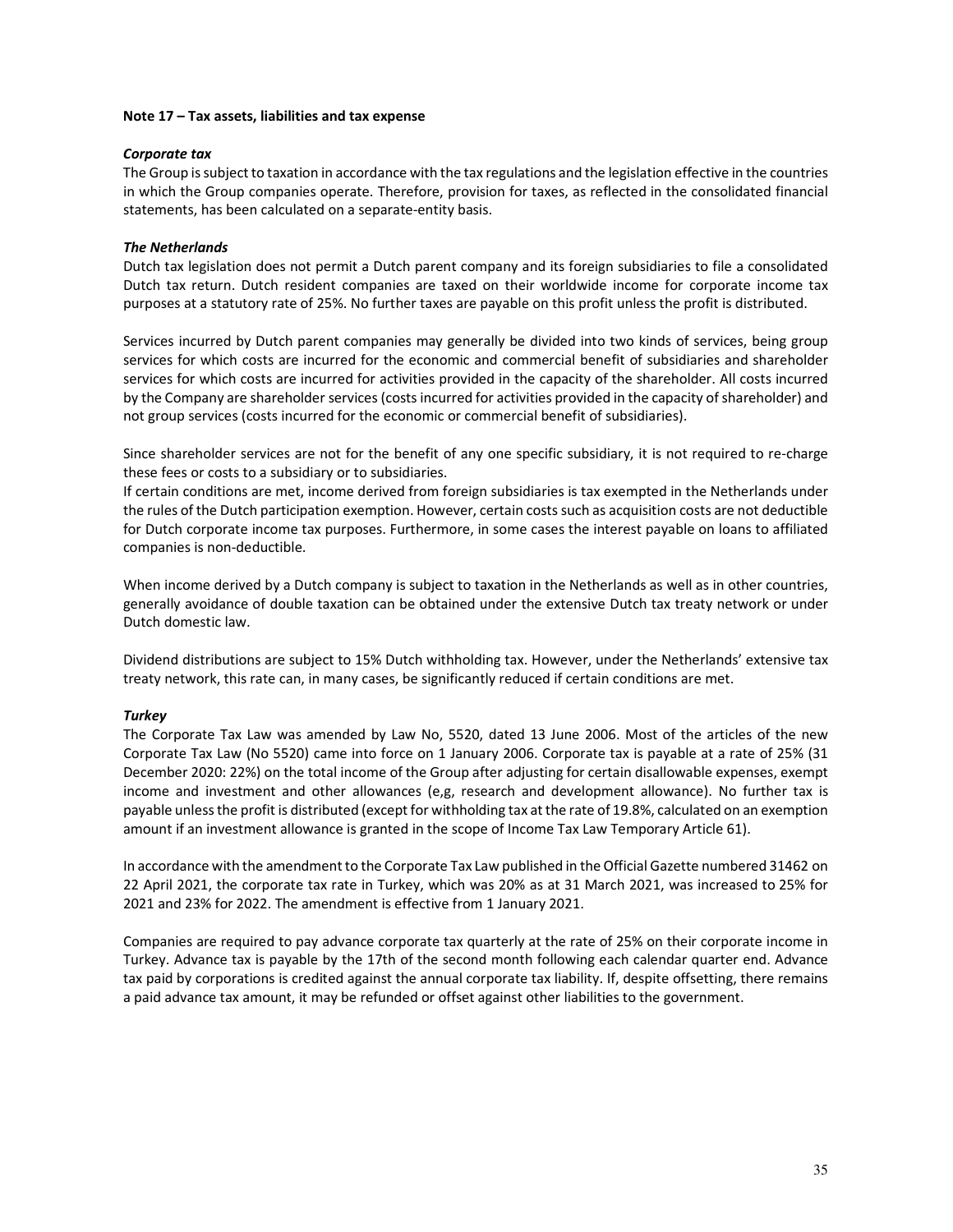**Note 17 – Tax assets, liabilities and tax expense**

***Corporate tax***

The Group is subject to taxation in accordance with the tax regulations and the legislation effective in the countries in which the Group companies operate. Therefore, provision for taxes, as reflected in the consolidated financial statements, has been calculated on a separate-entity basis.

***The Netherlands***

Dutch tax legislation does not permit a Dutch parent company and its foreign subsidiaries to file a consolidated Dutch tax return. Dutch resident companies are taxed on their worldwide income for corporate income tax purposes at a statutory rate of 25%. No further taxes are payable on this profit unless the profit is distributed.

Services incurred by Dutch parent companies may generally be divided into two kinds of services, being group services for which costs are incurred for the economic and commercial benefit of subsidiaries and shareholder services for which costs are incurred for activities provided in the capacity of the shareholder. All costs incurred by the Company are shareholder services (costs incurred for activities provided in the capacity of shareholder) and not group services (costs incurred for the economic or commercial benefit of subsidiaries).

Since shareholder services are not for the benefit of any one specific subsidiary, it is not required to re-charge these fees or costs to a subsidiary or to subsidiaries.

If certain conditions are met, income derived from foreign subsidiaries is tax exempted in the Netherlands under the rules of the Dutch participation exemption. However, certain costs such as acquisition costs are not deductible for Dutch corporate income tax purposes. Furthermore, in some cases the interest payable on loans to affiliated companies is non-deductible.

When income derived by a Dutch company is subject to taxation in the Netherlands as well as in other countries, generally avoidance of double taxation can be obtained under the extensive Dutch tax treaty network or under Dutch domestic law.

Dividend distributions are subject to 15% Dutch withholding tax. However, under the Netherlands' extensive tax treaty network, this rate can, in many cases, be significantly reduced if certain conditions are met.

***Turkey***

The Corporate Tax Law was amended by Law No, 5520, dated 13 June 2006. Most of the articles of the new Corporate Tax Law (No 5520) came into force on 1 January 2006. Corporate tax is payable at a rate of 25% (31 December 2020: 22%) on the total income of the Group after adjusting for certain disallowable expenses, exempt income and investment and other allowances (e,g, research and development allowance). No further tax is payable unless the profit is distributed (except for withholding tax at the rate of 19.8%, calculated on an exemption amount if an investment allowance is granted in the scope of Income Tax Law Temporary Article 61).

In accordance with the amendment to the Corporate Tax Law published in the Official Gazette numbered 31462 on 22 April 2021, the corporate tax rate in Turkey, which was 20% as at 31 March 2021, was increased to 25% for 2021 and 23% for 2022. The amendment is effective from 1 January 2021.

Companies are required to pay advance corporate tax quarterly at the rate of 25% on their corporate income in Turkey. Advance tax is payable by the 17th of the second month following each calendar quarter end. Advance tax paid by corporations is credited against the annual corporate tax liability. If, despite offsetting, there remains a paid advance tax amount, it may be refunded or offset against other liabilities to the government.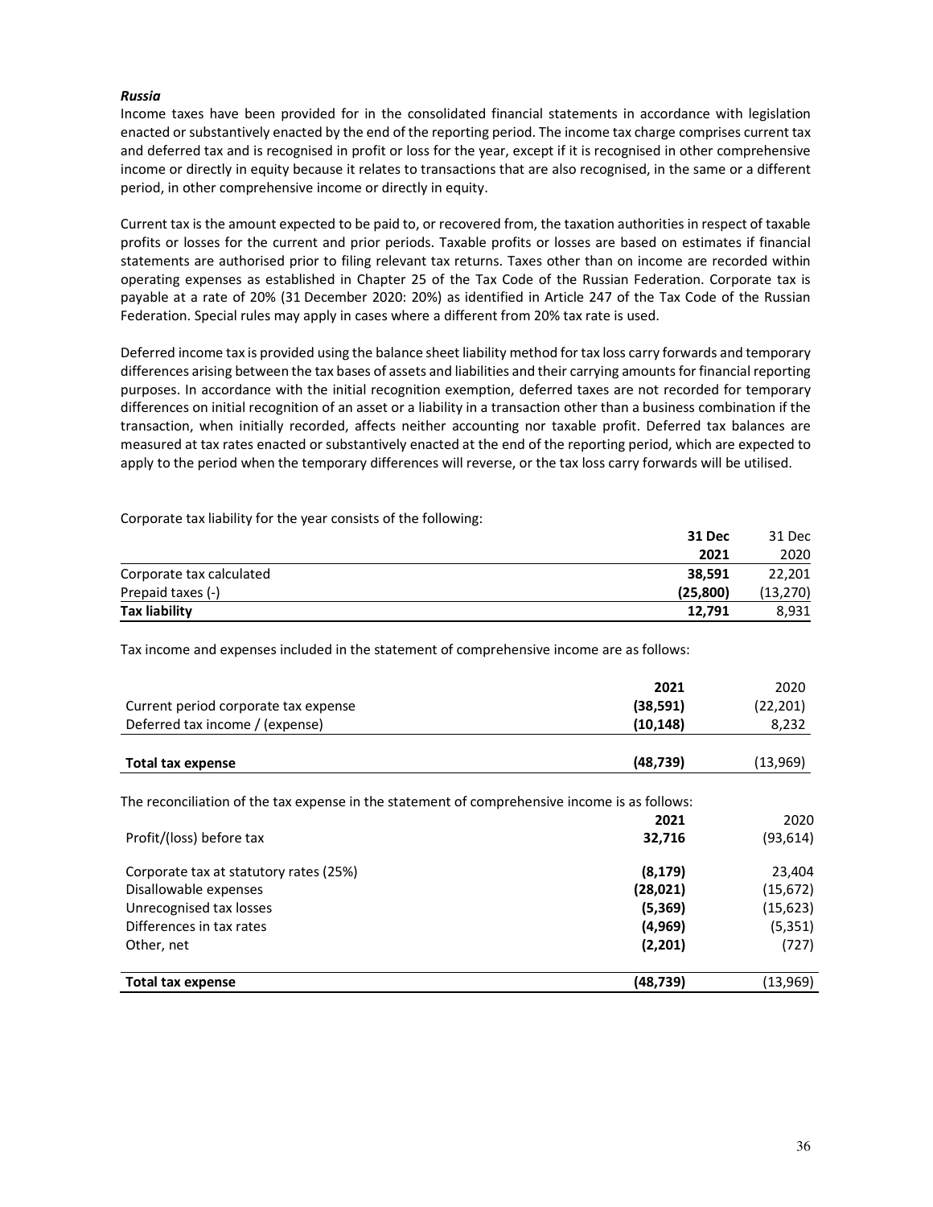***Russia***

Income taxes have been provided for in the consolidated financial statements in accordance with legislation enacted or substantively enacted by the end of the reporting period. The income tax charge comprises current tax and deferred tax and is recognised in profit or loss for the year, except if it is recognised in other comprehensive income or directly in equity because it relates to transactions that are also recognised, in the same or a different period, in other comprehensive income or directly in equity.

Current tax is the amount expected to be paid to, or recovered from, the taxation authorities in respect of taxable profits or losses for the current and prior periods. Taxable profits or losses are based on estimates if financial statements are authorised prior to filing relevant tax returns. Taxes other than on income are recorded within operating expenses as established in Chapter 25 of the Tax Code of the Russian Federation. Corporate tax is payable at a rate of 20% (31 December 2020: 20%) as identified in Article 247 of the Tax Code of the Russian Federation. Special rules may apply in cases where a different from 20% tax rate is used.

Deferred income tax is provided using the balance sheet liability method for tax loss carry forwards and temporary differences arising between the tax bases of assets and liabilities and their carrying amounts for financial reporting purposes. In accordance with the initial recognition exemption, deferred taxes are not recorded for temporary differences on initial recognition of an asset or a liability in a transaction other than a business combination if the transaction, when initially recorded, affects neither accounting nor taxable profit. Deferred tax balances are measured at tax rates enacted or substantively enacted at the end of the reporting period, which are expected to apply to the period when the temporary differences will reverse, or the tax loss carry forwards will be utilised.

Corporate tax liability for the year consists of the following:

| | **31 Dec 2021** | 31 Dec 2020 |
|---|---|---|
| Corporate tax calculated | **38,591** | 22,201 |
| Prepaid taxes (-) | **(25,800)** | (13,270) |
| **Tax liability** | **12,791** | 8,931 |

Tax income and expenses included in the statement of comprehensive income are as follows:

| | **2021** | 2020 |
|---|---|---|
| Current period corporate tax expense | **(38,591)** | (22,201) |
| Deferred tax income / (expense) | **(10,148)** | 8,232 |
| **Total tax expense** | **(48,739)** | (13,969) |

The reconciliation of the tax expense in the statement of comprehensive income is as follows:

| | **2021** | 2020 |
|---|---|---|
| Profit/(loss) before tax | **32,716** | (93,614) |
| Corporate tax at statutory rates (25%) | **(8,179)** | 23,404 |
| Disallowable expenses | **(28,021)** | (15,672) |
| Unrecognised tax losses | **(5,369)** | (15,623) |
| Differences in tax rates | **(4,969)** | (5,351) |
| Other, net | **(2,201)** | (727) |
| **Total tax expense** | **(48,739)** | (13,969) |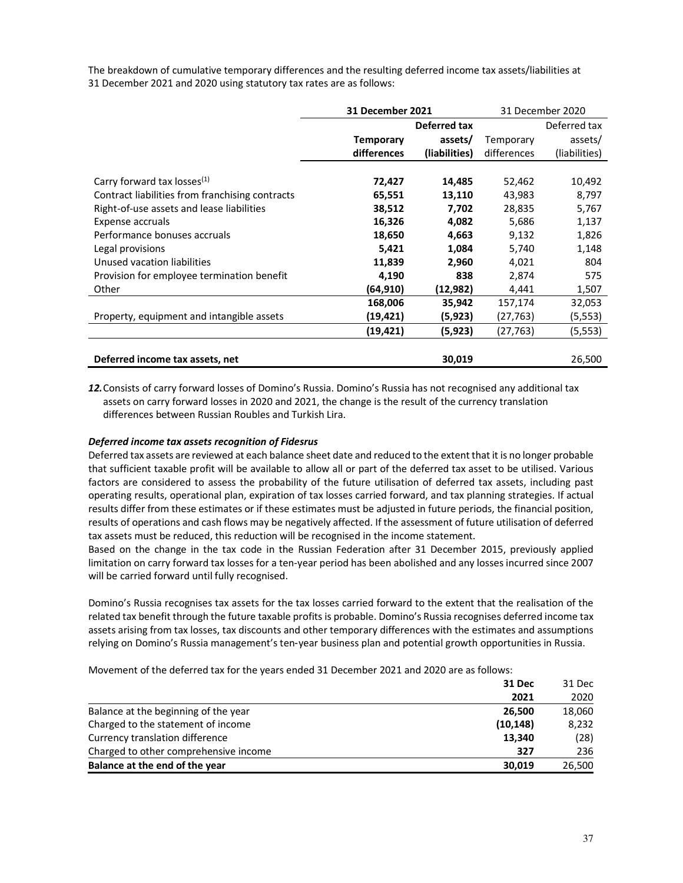The breakdown of cumulative temporary differences and the resulting deferred income tax assets/liabilities at 31 December 2021 and 2020 using statutory tax rates are as follows:

| | **31 December 2021** | | 31 December 2020 | |
|---|---|---|---|---|
| | **Temporary differences** | **Deferred tax assets/ (liabilities)** | Temporary differences | Deferred tax assets/ (liabilities) |
| Carry forward tax losses[1] | **72,427** | **14,485** | 52,462 | 10,492 |
| Contract liabilities from franchising contracts | **65,551** | **13,110** | 43,983 | 8,797 |
| Right-of-use assets and lease liabilities | **38,512** | **7,702** | 28,835 | 5,767 |
| Expense accruals | **16,326** | **4,082** | 5,686 | 1,137 |
| Performance bonuses accruals | **18,650** | **4,663** | 9,132 | 1,826 |
| Legal provisions | **5,421** | **1,084** | 5,740 | 1,148 |
| Unused vacation liabilities | **11,839** | **2,960** | 4,021 | 804 |
| Provision for employee termination benefit | **4,190** | **838** | 2,874 | 575 |
| Other | **(64,910)** | **(12,982)** | 4,441 | 1,507 |
| | **168,006** | **35,942** | 157,174 | 32,053 |
| Property, equipment and intangible assets | **(19,421)** | **(5,923)** | (27,763) | (5,553) |
| | **(19,421)** | **(5,923)** | (27,763) | (5,553) |
| **Deferred income tax assets, net** | | **30,019** | | 26,500 |

***12.*** Consists of carry forward losses of Domino's Russia. Domino's Russia has not recognised any additional tax assets on carry forward losses in 2020 and 2021, the change is the result of the currency translation differences between Russian Roubles and Turkish Lira.

### *Deferred income tax assets recognition of Fidesrus*

Deferred tax assets are reviewed at each balance sheet date and reduced to the extent that it is no longer probable that sufficient taxable profit will be available to allow all or part of the deferred tax asset to be utilised. Various factors are considered to assess the probability of the future utilisation of deferred tax assets, including past operating results, operational plan, expiration of tax losses carried forward, and tax planning strategies. If actual results differ from these estimates or if these estimates must be adjusted in future periods, the financial position, results of operations and cash flows may be negatively affected. If the assessment of future utilisation of deferred tax assets must be reduced, this reduction will be recognised in the income statement.

Based on the change in the tax code in the Russian Federation after 31 December 2015, previously applied limitation on carry forward tax losses for a ten-year period has been abolished and any losses incurred since 2007 will be carried forward until fully recognised.

Domino's Russia recognises tax assets for the tax losses carried forward to the extent that the realisation of the related tax benefit through the future taxable profits is probable. Domino's Russia recognises deferred income tax assets arising from tax losses, tax discounts and other temporary differences with the estimates and assumptions relying on Domino's Russia management's ten-year business plan and potential growth opportunities in Russia.

Movement of the deferred tax for the years ended 31 December 2021 and 2020 are as follows:

| | **31 Dec 2021** | 31 Dec 2020 |
|---|---|---|
| Balance at the beginning of the year | **26,500** | 18,060 |
| Charged to the statement of income | **(10,148)** | 8,232 |
| Currency translation difference | **13,340** | (28) |
| Charged to other comprehensive income | **327** | 236 |
| **Balance at the end of the year** | **30,019** | 26,500 |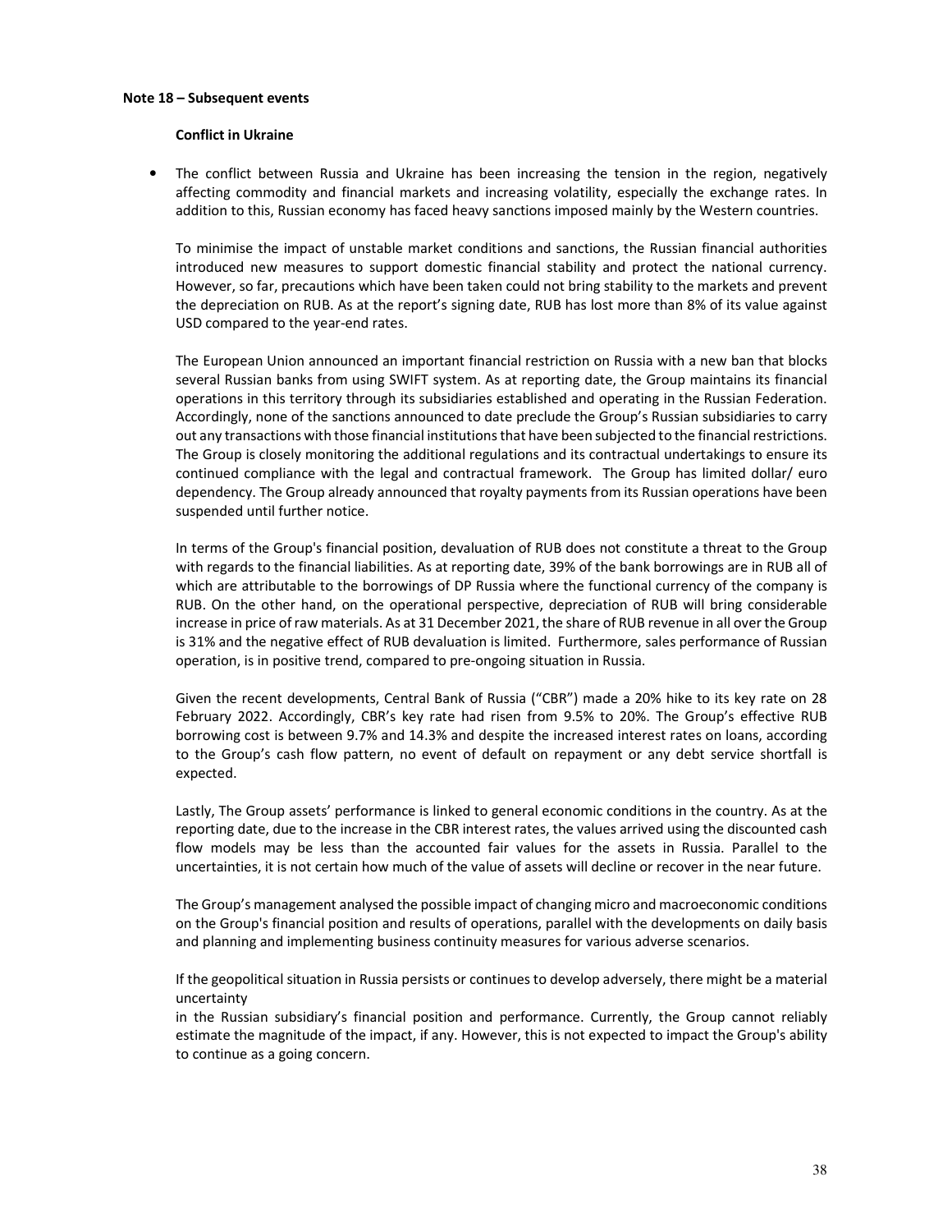**Note 18 – Subsequent events**

**Conflict in Ukraine**

- The conflict between Russia and Ukraine has been increasing the tension in the region, negatively affecting commodity and financial markets and increasing volatility, especially the exchange rates. In addition to this, Russian economy has faced heavy sanctions imposed mainly by the Western countries.

  To minimise the impact of unstable market conditions and sanctions, the Russian financial authorities introduced new measures to support domestic financial stability and protect the national currency. However, so far, precautions which have been taken could not bring stability to the markets and prevent the depreciation on RUB. As at the report's signing date, RUB has lost more than 8% of its value against USD compared to the year-end rates.

  The European Union announced an important financial restriction on Russia with a new ban that blocks several Russian banks from using SWIFT system. As at reporting date, the Group maintains its financial operations in this territory through its subsidiaries established and operating in the Russian Federation. Accordingly, none of the sanctions announced to date preclude the Group's Russian subsidiaries to carry out any transactions with those financial institutions that have been subjected to the financial restrictions. The Group is closely monitoring the additional regulations and its contractual undertakings to ensure its continued compliance with the legal and contractual framework. The Group has limited dollar/ euro dependency. The Group already announced that royalty payments from its Russian operations have been suspended until further notice.

  In terms of the Group's financial position, devaluation of RUB does not constitute a threat to the Group with regards to the financial liabilities. As at reporting date, 39% of the bank borrowings are in RUB all of which are attributable to the borrowings of DP Russia where the functional currency of the company is RUB. On the other hand, on the operational perspective, depreciation of RUB will bring considerable increase in price of raw materials. As at 31 December 2021, the share of RUB revenue in all over the Group is 31% and the negative effect of RUB devaluation is limited. Furthermore, sales performance of Russian operation, is in positive trend, compared to pre-ongoing situation in Russia.

  Given the recent developments, Central Bank of Russia ("CBR") made a 20% hike to its key rate on 28 February 2022. Accordingly, CBR's key rate had risen from 9.5% to 20%. The Group's effective RUB borrowing cost is between 9.7% and 14.3% and despite the increased interest rates on loans, according to the Group's cash flow pattern, no event of default on repayment or any debt service shortfall is expected.

  Lastly, The Group assets' performance is linked to general economic conditions in the country. As at the reporting date, due to the increase in the CBR interest rates, the values arrived using the discounted cash flow models may be less than the accounted fair values for the assets in Russia. Parallel to the uncertainties, it is not certain how much of the value of assets will decline or recover in the near future.

  The Group's management analysed the possible impact of changing micro and macroeconomic conditions on the Group's financial position and results of operations, parallel with the developments on daily basis and planning and implementing business continuity measures for various adverse scenarios.

  If the geopolitical situation in Russia persists or continues to develop adversely, there might be a material uncertainty

  in the Russian subsidiary's financial position and performance. Currently, the Group cannot reliably estimate the magnitude of the impact, if any. However, this is not expected to impact the Group's ability to continue as a going concern.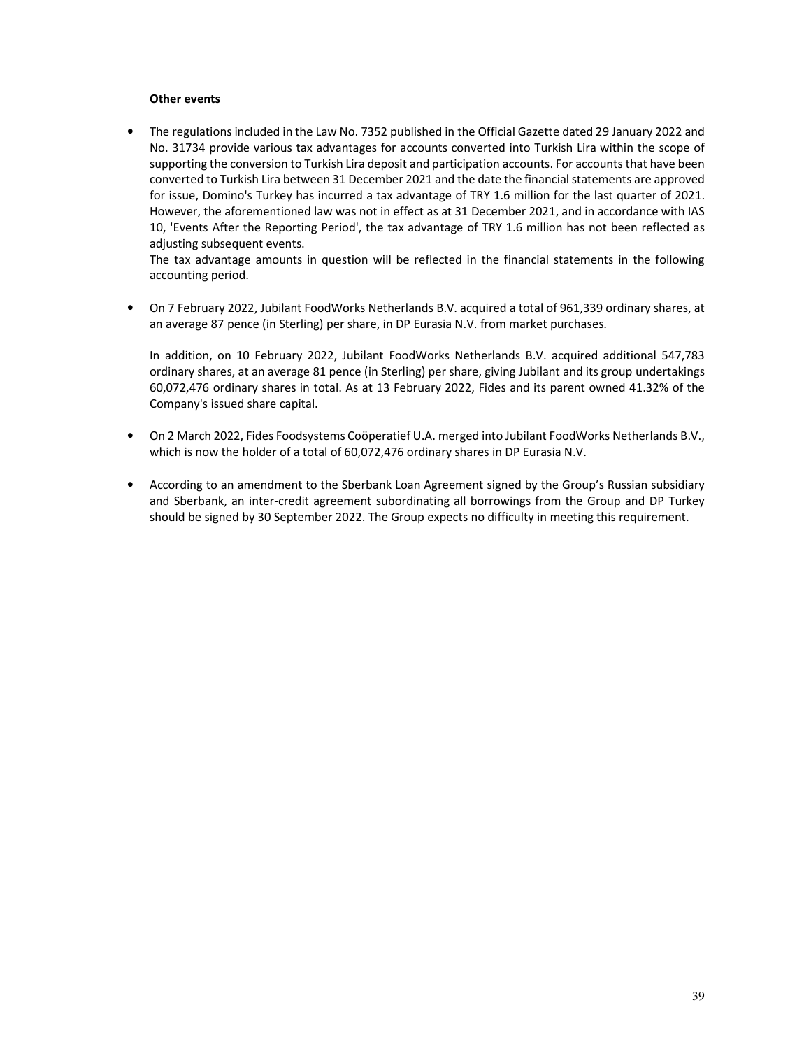**Other events**

- The regulations included in the Law No. 7352 published in the Official Gazette dated 29 January 2022 and No. 31734 provide various tax advantages for accounts converted into Turkish Lira within the scope of supporting the conversion to Turkish Lira deposit and participation accounts. For accounts that have been converted to Turkish Lira between 31 December 2021 and the date the financial statements are approved for issue, Domino's Turkey has incurred a tax advantage of TRY 1.6 million for the last quarter of 2021. However, the aforementioned law was not in effect as at 31 December 2021, and in accordance with IAS 10, 'Events After the Reporting Period', the tax advantage of TRY 1.6 million has not been reflected as adjusting subsequent events.
  The tax advantage amounts in question will be reflected in the financial statements in the following accounting period.

- On 7 February 2022, Jubilant FoodWorks Netherlands B.V. acquired a total of 961,339 ordinary shares, at an average 87 pence (in Sterling) per share, in DP Eurasia N.V. from market purchases.

  In addition, on 10 February 2022, Jubilant FoodWorks Netherlands B.V. acquired additional 547,783 ordinary shares, at an average 81 pence (in Sterling) per share, giving Jubilant and its group undertakings 60,072,476 ordinary shares in total. As at 13 February 2022, Fides and its parent owned 41.32% of the Company's issued share capital.

- On 2 March 2022, Fides Foodsystems Coöperatief U.A. merged into Jubilant FoodWorks Netherlands B.V., which is now the holder of a total of 60,072,476 ordinary shares in DP Eurasia N.V.

- According to an amendment to the Sberbank Loan Agreement signed by the Group's Russian subsidiary and Sberbank, an inter-credit agreement subordinating all borrowings from the Group and DP Turkey should be signed by 30 September 2022. The Group expects no difficulty in meeting this requirement.